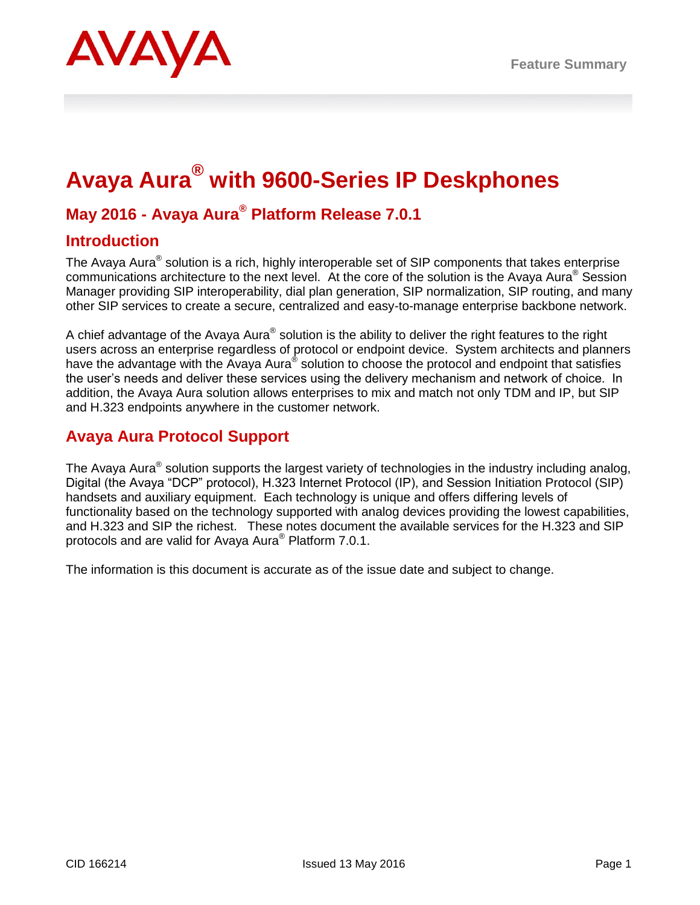AVAYA

Feature Summary

# Avaya Aura® with 9600-Series IP Deskphones

## May 2016 - Avaya Aura® Platform Release 7.0.1

## Introduction

The Avaya Aura® solution is a rich, highly interoperable set of SIP components that takes enterprise communications architecture to the next level. At the core of the solution is the Avaya Aura® Session Manager providing SIP interoperability, dial plan generation, SIP normalization, SIP routing, and many other SIP services to create a secure, centralized and easy-to-manage enterprise backbone network.

A chief advantage of the Avaya Aura® solution is the ability to deliver the right features to the right users across an enterprise regardless of protocol or endpoint device. System architects and planners have the advantage with the Avaya Aura® solution to choose the protocol and endpoint that satisfies the user's needs and deliver these services using the delivery mechanism and network of choice. In addition, the Avaya Aura solution allows enterprises to mix and match not only TDM and IP, but SIP and H.323 endpoints anywhere in the customer network.

## Avaya Aura Protocol Support

The Avaya Aura® solution supports the largest variety of technologies in the industry including analog, Digital (the Avaya "DCP" protocol), H.323 Internet Protocol (IP), and Session Initiation Protocol (SIP) handsets and auxiliary equipment. Each technology is unique and offers differing levels of functionality based on the technology supported with analog devices providing the lowest capabilities, and H.323 and SIP the richest. These notes document the available services for the H.323 and SIP protocols and are valid for Avaya Aura® Platform 7.0.1.

The information is this document is accurate as of the issue date and subject to change.

CID 166214 Issued 13 May 2016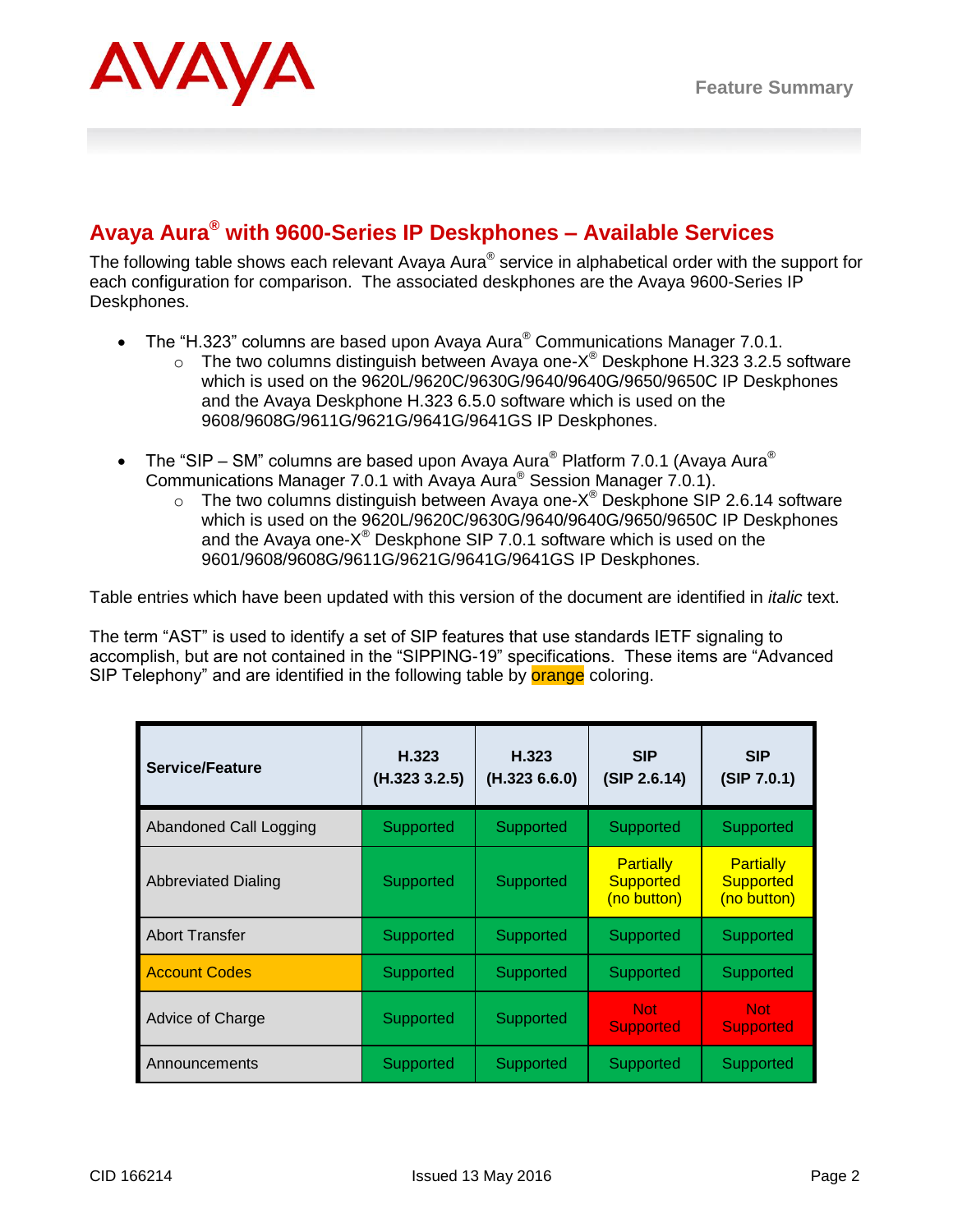## Avaya Aura® with 9600-Series IP Deskphones – Available Services

The following table shows each relevant Avaya Aura® service in alphabetical order with the support for each configuration for comparison. The associated deskphones are the Avaya 9600-Series IP Deskphones.

- The "H.323" columns are based upon Avaya Aura® Communications Manager 7.0.1.
  - The two columns distinguish between Avaya one-X® Deskphone H.323 3.2.5 software which is used on the 9620L/9620C/9630G/9640/9640G/9650/9650C IP Deskphones and the Avaya Deskphone H.323 6.5.0 software which is used on the 9608/9608G/9611G/9621G/9641G/9641GS IP Deskphones.
- The "SIP – SM" columns are based upon Avaya Aura® Platform 7.0.1 (Avaya Aura® Communications Manager 7.0.1 with Avaya Aura® Session Manager 7.0.1).
  - The two columns distinguish between Avaya one-X® Deskphone SIP 2.6.14 software which is used on the 9620L/9620C/9630G/9640/9640G/9650/9650C IP Deskphones and the Avaya one-X® Deskphone SIP 7.0.1 software which is used on the 9601/9608/9608G/9611G/9621G/9641G/9641GS IP Deskphones.

Table entries which have been updated with this version of the document are identified in *italic* text.

The term "AST" is used to identify a set of SIP features that use standards IETF signaling to accomplish, but are not contained in the "SIPPING-19" specifications. These items are "Advanced SIP Telephony" and are identified in the following table by orange coloring.

| Service/Feature | H.323 (H.323 3.2.5) | H.323 (H.323 6.6.0) | SIP (SIP 2.6.14) | SIP (SIP 7.0.1) |
|---|---|---|---|---|
| Abandoned Call Logging | Supported | Supported | Supported | Supported |
| Abbreviated Dialing | Supported | Supported | Partially Supported (no button) | Partially Supported (no button) |
| Abort Transfer | Supported | Supported | Supported | Supported |
| Account Codes | Supported | Supported | Supported | Supported |
| Advice of Charge | Supported | Supported | Not Supported | Not Supported |
| Announcements | Supported | Supported | Supported | Supported |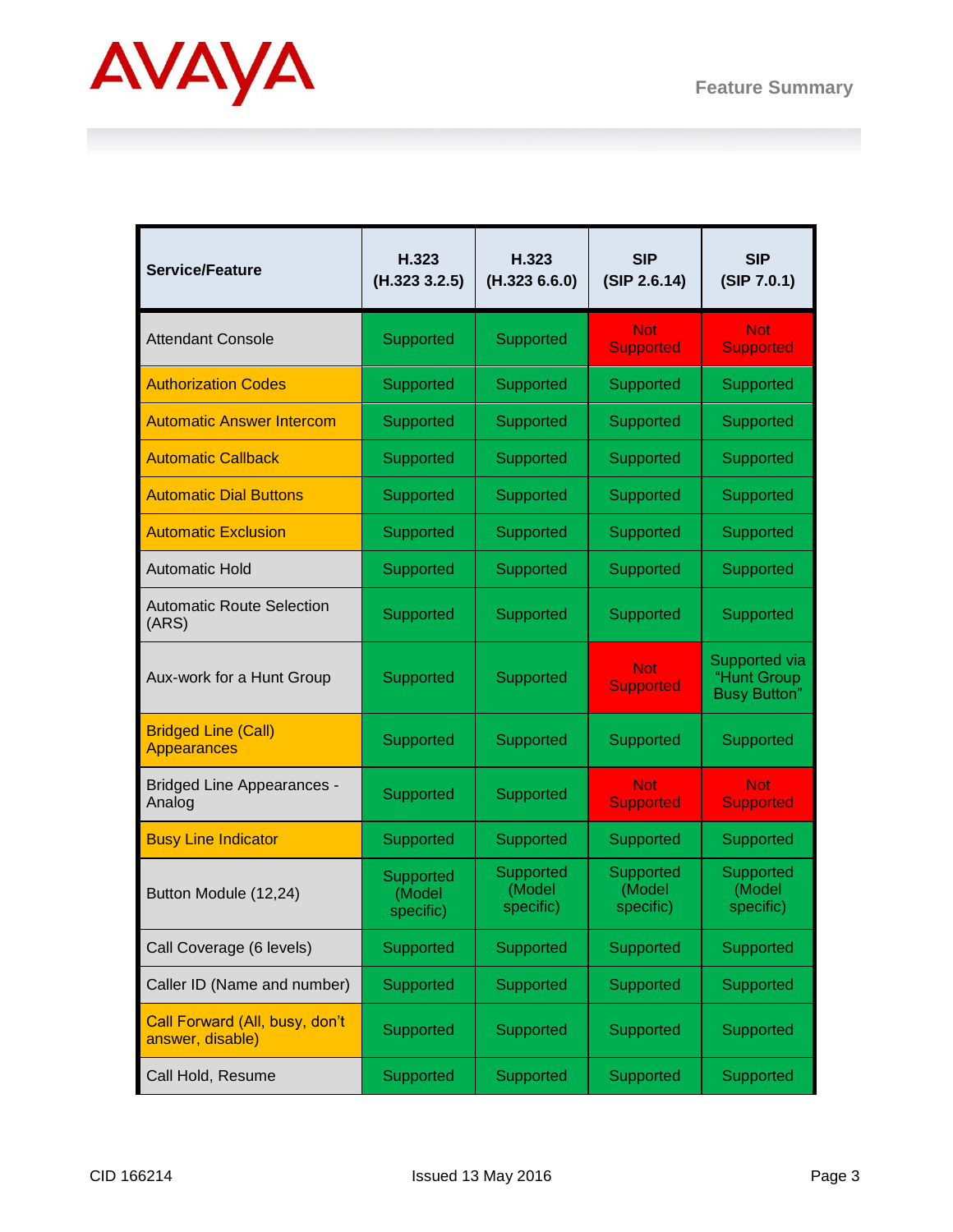| Service/Feature | H.323 (H.323 3.2.5) | H.323 (H.323 6.6.0) | SIP (SIP 2.6.14) | SIP (SIP 7.0.1) |
|---|---|---|---|---|
| Attendant Console | Supported | Supported | Not Supported | Not Supported |
| Authorization Codes | Supported | Supported | Supported | Supported |
| Automatic Answer Intercom | Supported | Supported | Supported | Supported |
| Automatic Callback | Supported | Supported | Supported | Supported |
| Automatic Dial Buttons | Supported | Supported | Supported | Supported |
| Automatic Exclusion | Supported | Supported | Supported | Supported |
| Automatic Hold | Supported | Supported | Supported | Supported |
| Automatic Route Selection (ARS) | Supported | Supported | Supported | Supported |
| Aux-work for a Hunt Group | Supported | Supported | Not Supported | Supported via "Hunt Group Busy Button" |
| Bridged Line (Call) Appearances | Supported | Supported | Supported | Supported |
| Bridged Line Appearances - Analog | Supported | Supported | Not Supported | Not Supported |
| Busy Line Indicator | Supported | Supported | Supported | Supported |
| Button Module (12,24) | Supported (Model specific) | Supported (Model specific) | Supported (Model specific) | Supported (Model specific) |
| Call Coverage (6 levels) | Supported | Supported | Supported | Supported |
| Caller ID (Name and number) | Supported | Supported | Supported | Supported |
| Call Forward (All, busy, don't answer, disable) | Supported | Supported | Supported | Supported |
| Call Hold, Resume | Supported | Supported | Supported | Supported |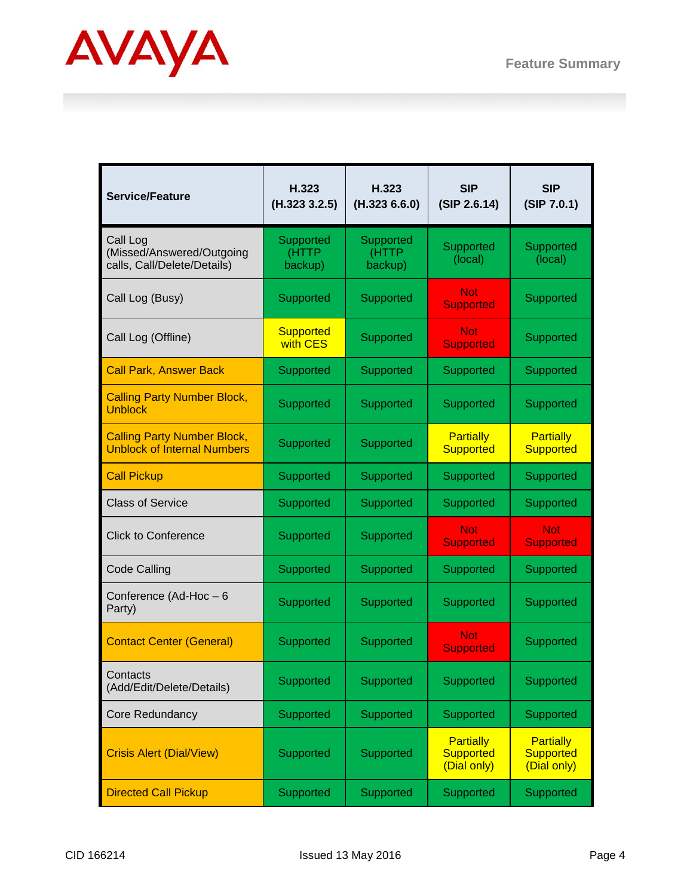| Service/Feature | H.323 (H.323 3.2.5) | H.323 (H.323 6.6.0) | SIP (SIP 2.6.14) | SIP (SIP 7.0.1) |
|---|---|---|---|---|
| Call Log (Missed/Answered/Outgoing calls, Call/Delete/Details) | Supported (HTTP backup) | Supported (HTTP backup) | Supported (local) | Supported (local) |
| Call Log (Busy) | Supported | Supported | Not Supported | Supported |
| Call Log (Offline) | Supported with CES | Supported | Not Supported | Supported |
| Call Park, Answer Back | Supported | Supported | Supported | Supported |
| Calling Party Number Block, Unblock | Supported | Supported | Supported | Supported |
| Calling Party Number Block, Unblock of Internal Numbers | Supported | Supported | Partially Supported | Partially Supported |
| Call Pickup | Supported | Supported | Supported | Supported |
| Class of Service | Supported | Supported | Supported | Supported |
| Click to Conference | Supported | Supported | Not Supported | Not Supported |
| Code Calling | Supported | Supported | Supported | Supported |
| Conference (Ad-Hoc – 6 Party) | Supported | Supported | Supported | Supported |
| Contact Center (General) | Supported | Supported | Not Supported | Supported |
| Contacts (Add/Edit/Delete/Details) | Supported | Supported | Supported | Supported |
| Core Redundancy | Supported | Supported | Supported | Supported |
| Crisis Alert (Dial/View) | Supported | Supported | Partially Supported (Dial only) | Partially Supported (Dial only) |
| Directed Call Pickup | Supported | Supported | Supported | Supported |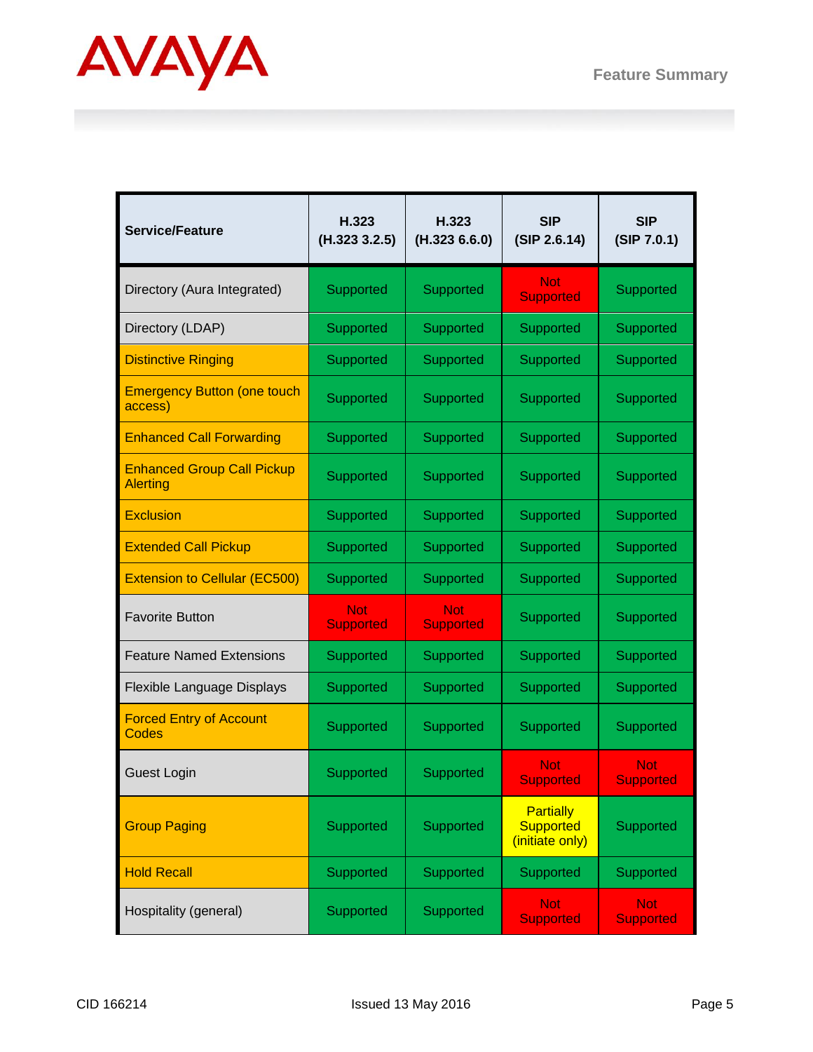| Service/Feature | H.323 (H.323 3.2.5) | H.323 (H.323 6.6.0) | SIP (SIP 2.6.14) | SIP (SIP 7.0.1) |
| --- | --- | --- | --- | --- |
| Directory (Aura Integrated) | Supported | Supported | Not Supported | Supported |
| Directory (LDAP) | Supported | Supported | Supported | Supported |
| Distinctive Ringing | Supported | Supported | Supported | Supported |
| Emergency Button (one touch access) | Supported | Supported | Supported | Supported |
| Enhanced Call Forwarding | Supported | Supported | Supported | Supported |
| Enhanced Group Call Pickup Alerting | Supported | Supported | Supported | Supported |
| Exclusion | Supported | Supported | Supported | Supported |
| Extended Call Pickup | Supported | Supported | Supported | Supported |
| Extension to Cellular (EC500) | Supported | Supported | Supported | Supported |
| Favorite Button | Not Supported | Not Supported | Supported | Supported |
| Feature Named Extensions | Supported | Supported | Supported | Supported |
| Flexible Language Displays | Supported | Supported | Supported | Supported |
| Forced Entry of Account Codes | Supported | Supported | Supported | Supported |
| Guest Login | Supported | Supported | Not Supported | Not Supported |
| Group Paging | Supported | Supported | Partially Supported (initiate only) | Supported |
| Hold Recall | Supported | Supported | Supported | Supported |
| Hospitality (general) | Supported | Supported | Not Supported | Not Supported |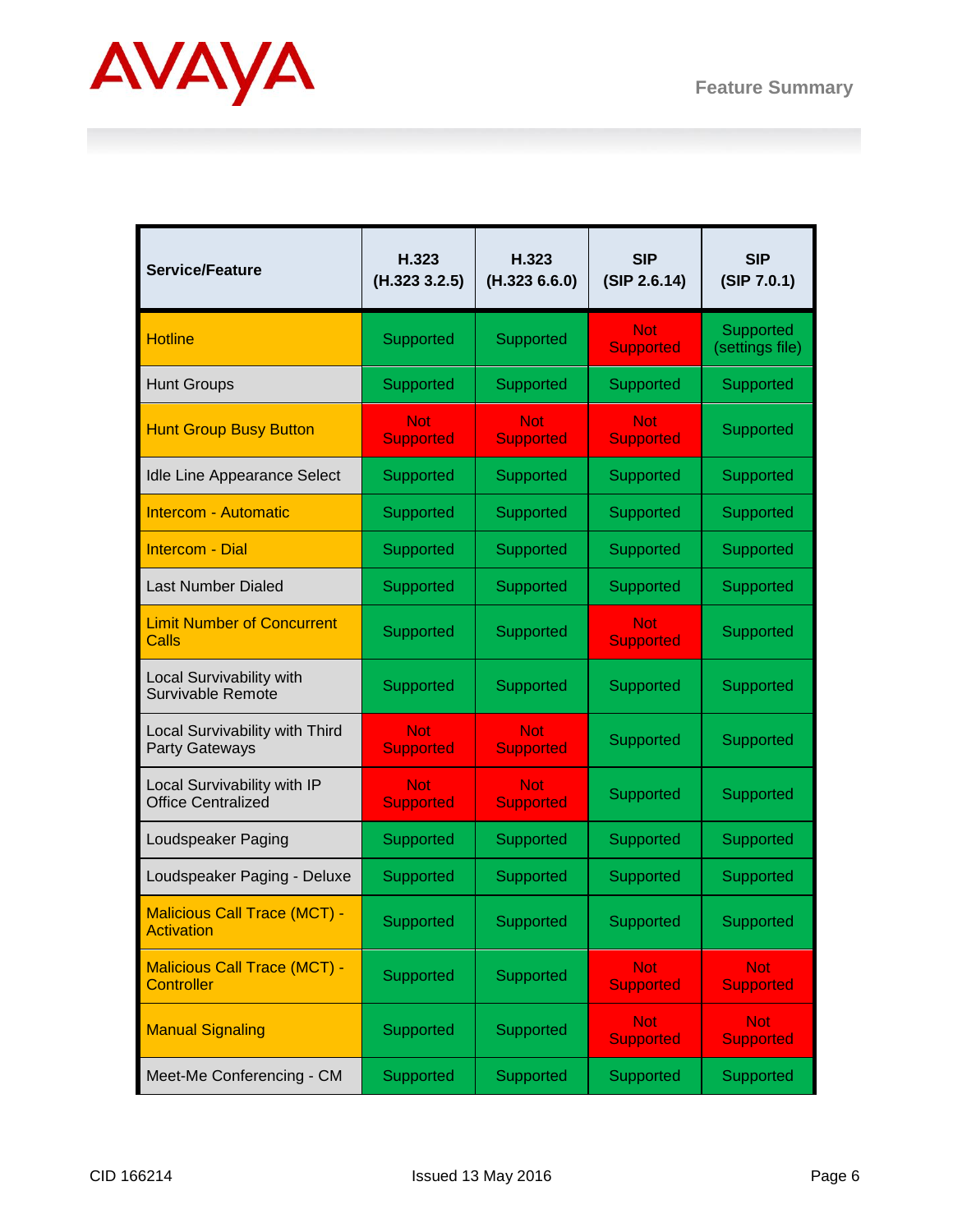| Service/Feature | H.323 (H.323 3.2.5) | H.323 (H.323 6.6.0) | SIP (SIP 2.6.14) | SIP (SIP 7.0.1) |
|---|---|---|---|---|
| Hotline | Supported | Supported | Not Supported | Supported (settings file) |
| Hunt Groups | Supported | Supported | Supported | Supported |
| Hunt Group Busy Button | Not Supported | Not Supported | Not Supported | Supported |
| Idle Line Appearance Select | Supported | Supported | Supported | Supported |
| Intercom - Automatic | Supported | Supported | Supported | Supported |
| Intercom - Dial | Supported | Supported | Supported | Supported |
| Last Number Dialed | Supported | Supported | Supported | Supported |
| Limit Number of Concurrent Calls | Supported | Supported | Not Supported | Supported |
| Local Survivability with Survivable Remote | Supported | Supported | Supported | Supported |
| Local Survivability with Third Party Gateways | Not Supported | Not Supported | Supported | Supported |
| Local Survivability with IP Office Centralized | Not Supported | Not Supported | Supported | Supported |
| Loudspeaker Paging | Supported | Supported | Supported | Supported |
| Loudspeaker Paging - Deluxe | Supported | Supported | Supported | Supported |
| Malicious Call Trace (MCT) - Activation | Supported | Supported | Supported | Supported |
| Malicious Call Trace (MCT) - Controller | Supported | Supported | Not Supported | Not Supported |
| Manual Signaling | Supported | Supported | Not Supported | Not Supported |
| Meet-Me Conferencing - CM | Supported | Supported | Supported | Supported |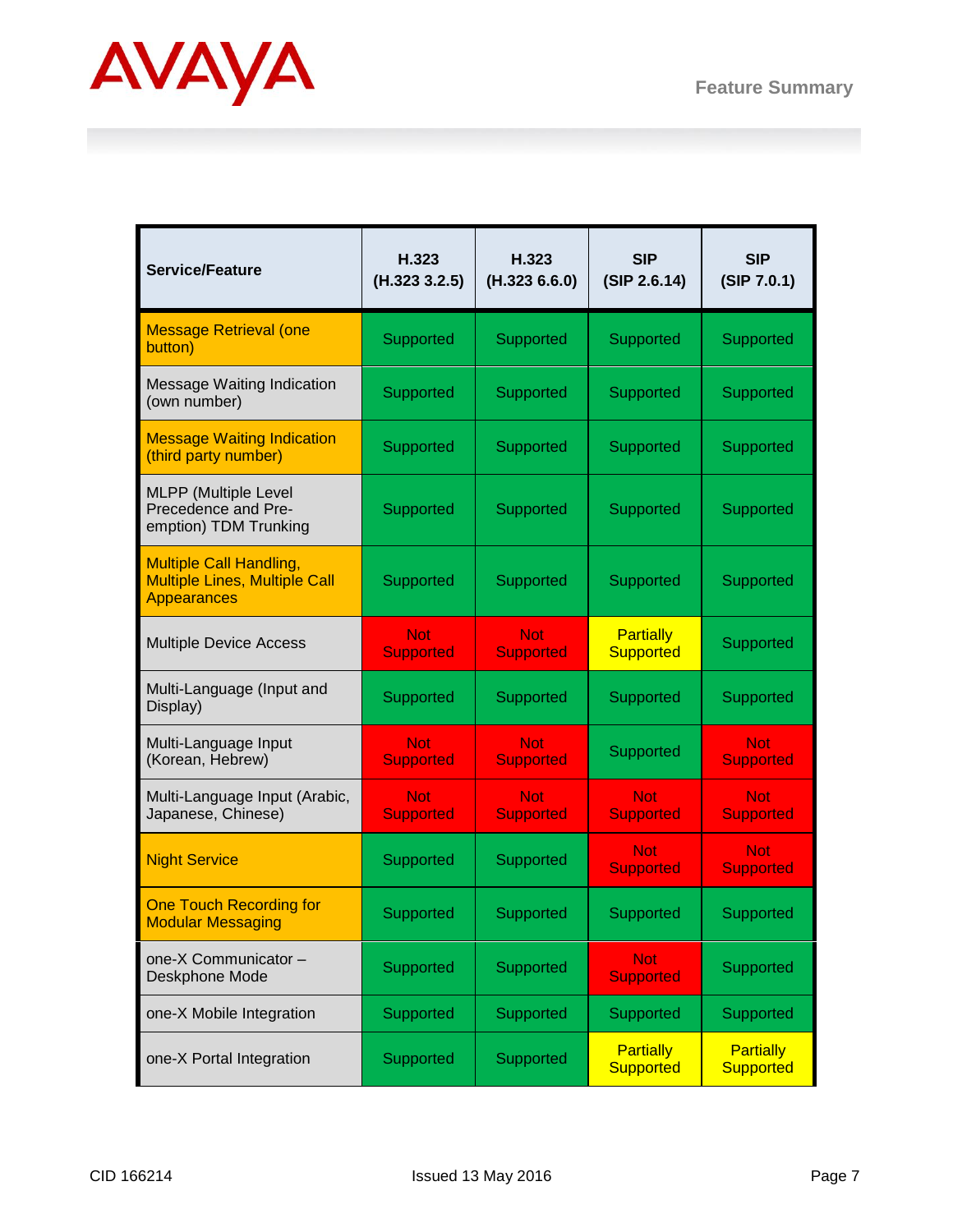| Service/Feature | H.323 (H.323 3.2.5) | H.323 (H.323 6.6.0) | SIP (SIP 2.6.14) | SIP (SIP 7.0.1) |
|---|---|---|---|---|
| Message Retrieval (one button) | Supported | Supported | Supported | Supported |
| Message Waiting Indication (own number) | Supported | Supported | Supported | Supported |
| Message Waiting Indication (third party number) | Supported | Supported | Supported | Supported |
| MLPP (Multiple Level Precedence and Pre-emption) TDM Trunking | Supported | Supported | Supported | Supported |
| Multiple Call Handling, Multiple Lines, Multiple Call Appearances | Supported | Supported | Supported | Supported |
| Multiple Device Access | Not Supported | Not Supported | Partially Supported | Supported |
| Multi-Language (Input and Display) | Supported | Supported | Supported | Supported |
| Multi-Language Input (Korean, Hebrew) | Not Supported | Not Supported | Supported | Not Supported |
| Multi-Language Input (Arabic, Japanese, Chinese) | Not Supported | Not Supported | Not Supported | Not Supported |
| Night Service | Supported | Supported | Not Supported | Not Supported |
| One Touch Recording for Modular Messaging | Supported | Supported | Supported | Supported |
| one-X Communicator – Deskphone Mode | Supported | Supported | Not Supported | Supported |
| one-X Mobile Integration | Supported | Supported | Supported | Supported |
| one-X Portal Integration | Supported | Supported | Partially Supported | Partially Supported |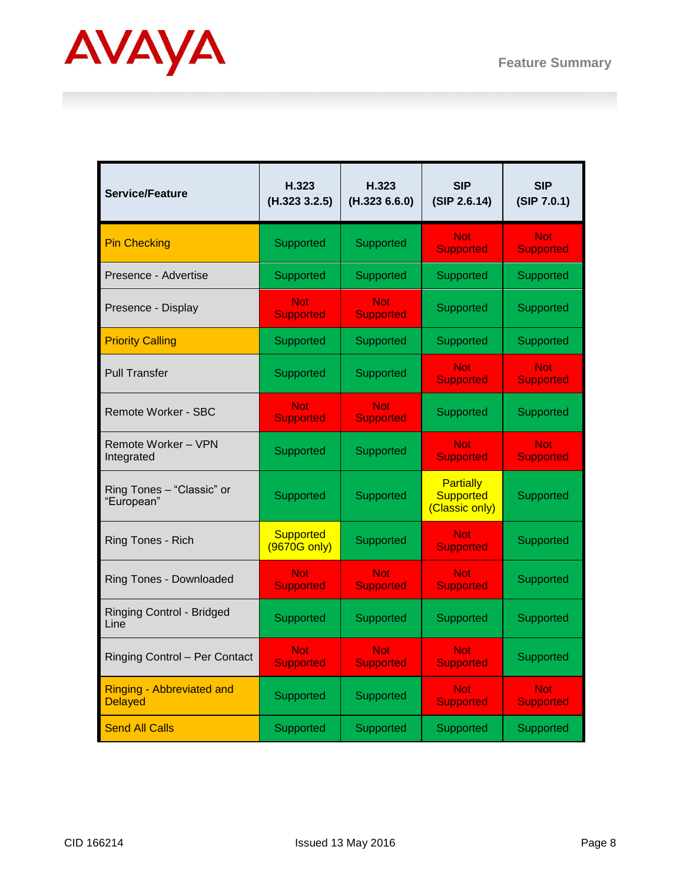| Service/Feature | H.323 (H.323 3.2.5) | H.323 (H.323 6.6.0) | SIP (SIP 2.6.14) | SIP (SIP 7.0.1) |
|---|---|---|---|---|
| Pin Checking | Supported | Supported | Not Supported | Not Supported |
| Presence - Advertise | Supported | Supported | Supported | Supported |
| Presence - Display | Not Supported | Not Supported | Supported | Supported |
| Priority Calling | Supported | Supported | Supported | Supported |
| Pull Transfer | Supported | Supported | Not Supported | Not Supported |
| Remote Worker - SBC | Not Supported | Not Supported | Supported | Supported |
| Remote Worker – VPN Integrated | Supported | Supported | Not Supported | Not Supported |
| Ring Tones – “Classic” or “European” | Supported | Supported | Partially Supported (Classic only) | Supported |
| Ring Tones - Rich | Supported (9670G only) | Supported | Not Supported | Supported |
| Ring Tones - Downloaded | Not Supported | Not Supported | Not Supported | Supported |
| Ringing Control - Bridged Line | Supported | Supported | Supported | Supported |
| Ringing Control – Per Contact | Not Supported | Not Supported | Not Supported | Supported |
| Ringing - Abbreviated and Delayed | Supported | Supported | Not Supported | Not Supported |
| Send All Calls | Supported | Supported | Supported | Supported |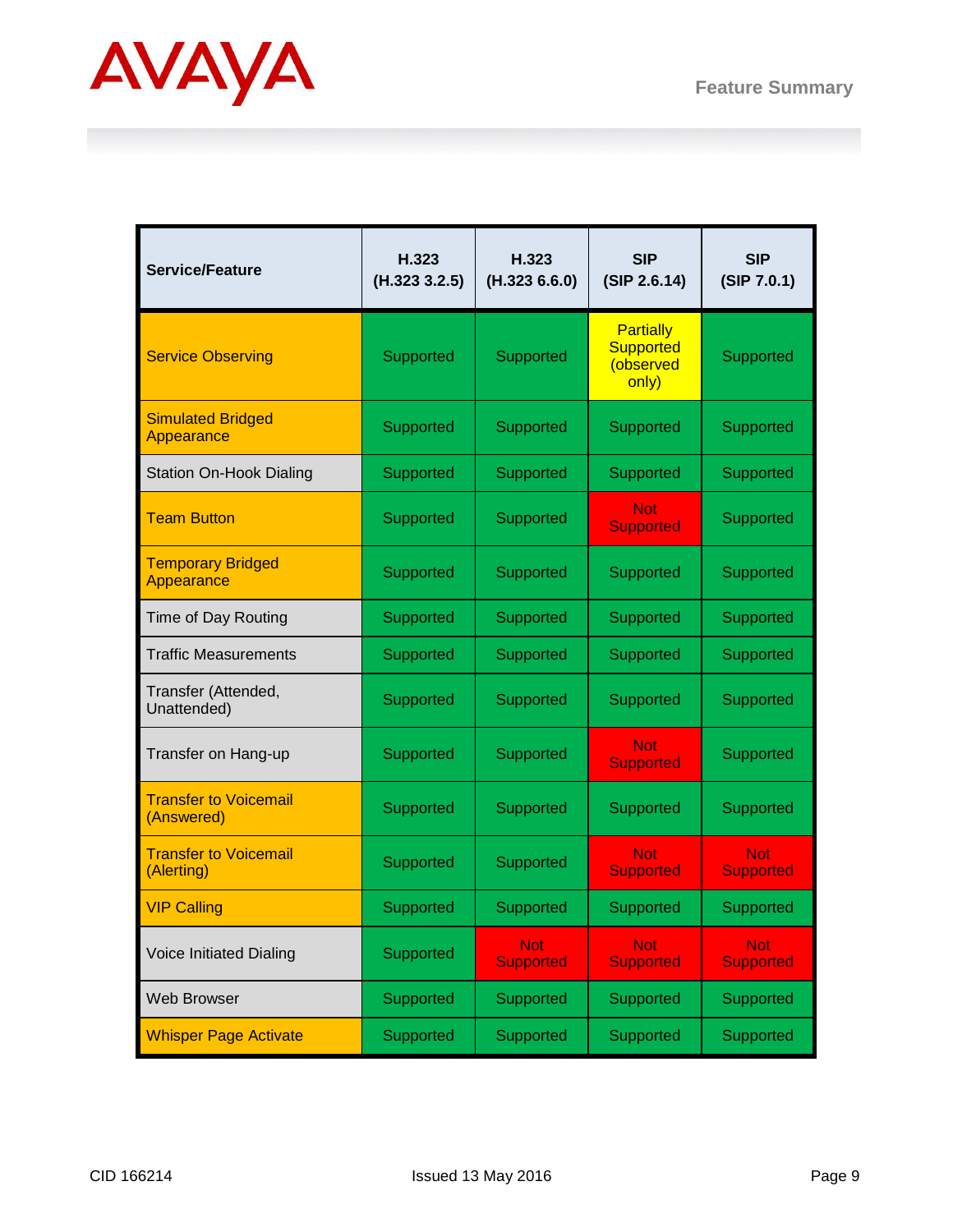| Service/Feature | H.323 (H.323 3.2.5) | H.323 (H.323 6.6.0) | SIP (SIP 2.6.14) | SIP (SIP 7.0.1) |
|---|---|---|---|---|
| Service Observing | Supported | Supported | Partially Supported (observed only) | Supported |
| Simulated Bridged Appearance | Supported | Supported | Supported | Supported |
| Station On-Hook Dialing | Supported | Supported | Supported | Supported |
| Team Button | Supported | Supported | Not Supported | Supported |
| Temporary Bridged Appearance | Supported | Supported | Supported | Supported |
| Time of Day Routing | Supported | Supported | Supported | Supported |
| Traffic Measurements | Supported | Supported | Supported | Supported |
| Transfer (Attended, Unattended) | Supported | Supported | Supported | Supported |
| Transfer on Hang-up | Supported | Supported | Not Supported | Supported |
| Transfer to Voicemail (Answered) | Supported | Supported | Supported | Supported |
| Transfer to Voicemail (Alerting) | Supported | Supported | Not Supported | Not Supported |
| VIP Calling | Supported | Supported | Supported | Supported |
| Voice Initiated Dialing | Supported | Not Supported | Not Supported | Not Supported |
| Web Browser | Supported | Supported | Supported | Supported |
| Whisper Page Activate | Supported | Supported | Supported | Supported |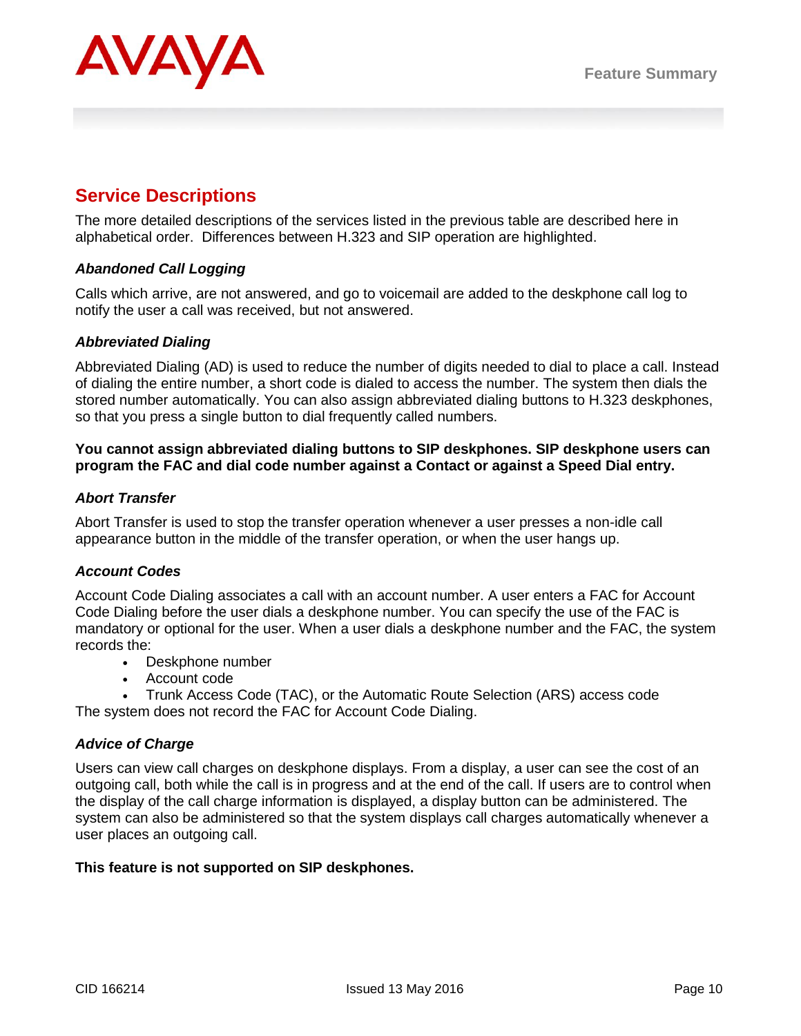## Service Descriptions

The more detailed descriptions of the services listed in the previous table are described here in alphabetical order. Differences between H.323 and SIP operation are highlighted.

### *Abandoned Call Logging*

Calls which arrive, are not answered, and go to voicemail are added to the deskphone call log to notify the user a call was received, but not answered.

### *Abbreviated Dialing*

Abbreviated Dialing (AD) is used to reduce the number of digits needed to dial to place a call. Instead of dialing the entire number, a short code is dialed to access the number. The system then dials the stored number automatically. You can also assign abbreviated dialing buttons to H.323 deskphones, so that you press a single button to dial frequently called numbers.

**You cannot assign abbreviated dialing buttons to SIP deskphones. SIP deskphone users can program the FAC and dial code number against a Contact or against a Speed Dial entry.**

### *Abort Transfer*

Abort Transfer is used to stop the transfer operation whenever a user presses a non-idle call appearance button in the middle of the transfer operation, or when the user hangs up.

### *Account Codes*

Account Code Dialing associates a call with an account number. A user enters a FAC for Account Code Dialing before the user dials a deskphone number. You can specify the use of the FAC is mandatory or optional for the user. When a user dials a deskphone number and the FAC, the system records the:

- Deskphone number
- Account code
- Trunk Access Code (TAC), or the Automatic Route Selection (ARS) access code

The system does not record the FAC for Account Code Dialing.

### *Advice of Charge*

Users can view call charges on deskphone displays. From a display, a user can see the cost of an outgoing call, both while the call is in progress and at the end of the call. If users are to control when the display of the call charge information is displayed, a display button can be administered. The system can also be administered so that the system displays call charges automatically whenever a user places an outgoing call.

**This feature is not supported on SIP deskphones.**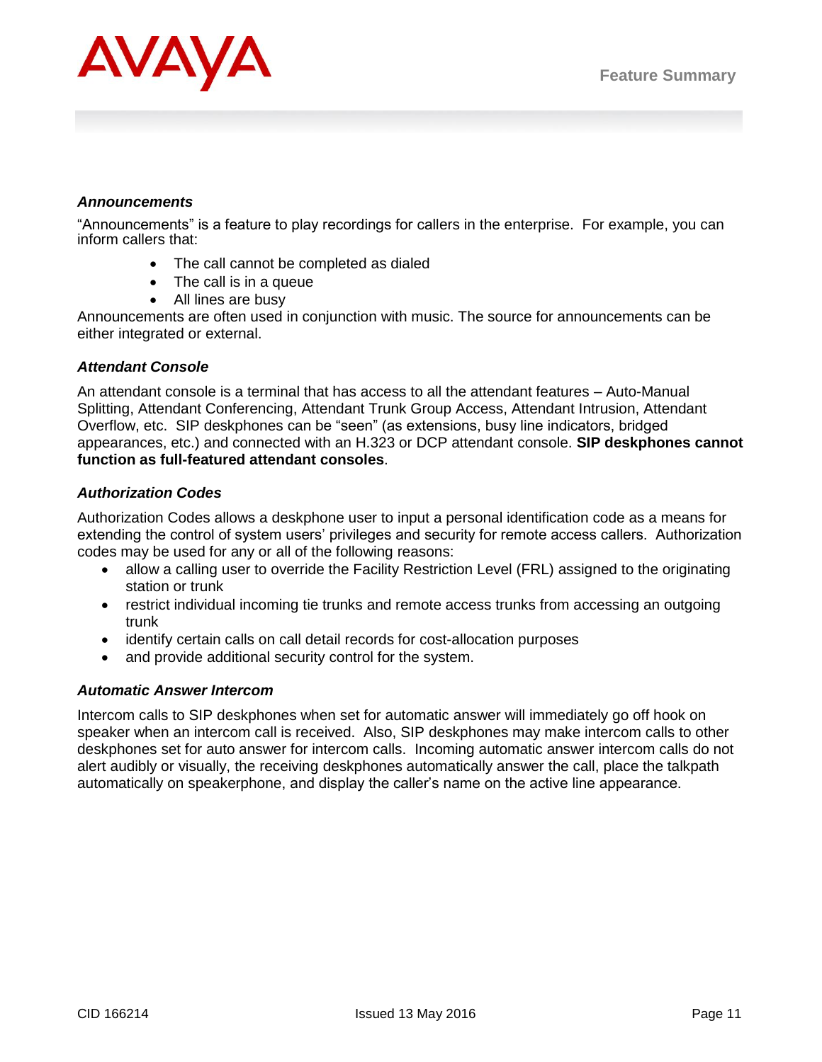### *Announcements*

"Announcements" is a feature to play recordings for callers in the enterprise. For example, you can inform callers that:

- The call cannot be completed as dialed
- The call is in a queue
- All lines are busy

Announcements are often used in conjunction with music. The source for announcements can be either integrated or external.

### *Attendant Console*

An attendant console is a terminal that has access to all the attendant features – Auto-Manual Splitting, Attendant Conferencing, Attendant Trunk Group Access, Attendant Intrusion, Attendant Overflow, etc. SIP deskphones can be "seen" (as extensions, busy line indicators, bridged appearances, etc.) and connected with an H.323 or DCP attendant console. **SIP deskphones cannot function as full-featured attendant consoles**.

### *Authorization Codes*

Authorization Codes allows a deskphone user to input a personal identification code as a means for extending the control of system users' privileges and security for remote access callers. Authorization codes may be used for any or all of the following reasons:

- allow a calling user to override the Facility Restriction Level (FRL) assigned to the originating station or trunk
- restrict individual incoming tie trunks and remote access trunks from accessing an outgoing trunk
- identify certain calls on call detail records for cost-allocation purposes
- and provide additional security control for the system.

### *Automatic Answer Intercom*

Intercom calls to SIP deskphones when set for automatic answer will immediately go off hook on speaker when an intercom call is received. Also, SIP deskphones may make intercom calls to other deskphones set for auto answer for intercom calls. Incoming automatic answer intercom calls do not alert audibly or visually, the receiving deskphones automatically answer the call, place the talkpath automatically on speakerphone, and display the caller's name on the active line appearance.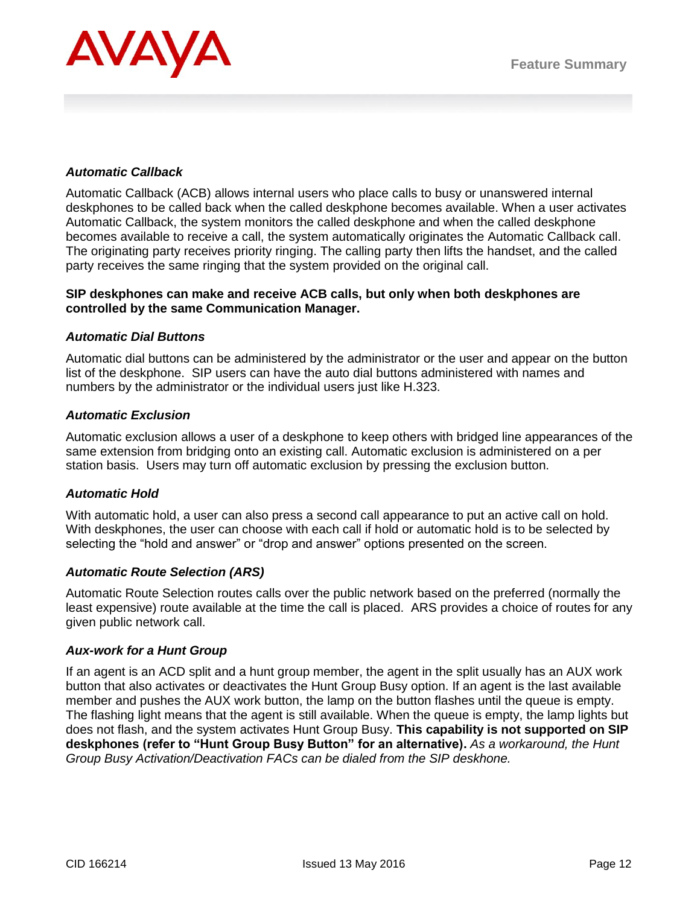### *Automatic Callback*

Automatic Callback (ACB) allows internal users who place calls to busy or unanswered internal deskphones to be called back when the called deskphone becomes available. When a user activates Automatic Callback, the system monitors the called deskphone and when the called deskphone becomes available to receive a call, the system automatically originates the Automatic Callback call. The originating party receives priority ringing. The calling party then lifts the handset, and the called party receives the same ringing that the system provided on the original call.

**SIP deskphones can make and receive ACB calls, but only when both deskphones are controlled by the same Communication Manager.**

### *Automatic Dial Buttons*

Automatic dial buttons can be administered by the administrator or the user and appear on the button list of the deskphone. SIP users can have the auto dial buttons administered with names and numbers by the administrator or the individual users just like H.323.

### *Automatic Exclusion*

Automatic exclusion allows a user of a deskphone to keep others with bridged line appearances of the same extension from bridging onto an existing call. Automatic exclusion is administered on a per station basis. Users may turn off automatic exclusion by pressing the exclusion button.

### *Automatic Hold*

With automatic hold, a user can also press a second call appearance to put an active call on hold. With deskphones, the user can choose with each call if hold or automatic hold is to be selected by selecting the "hold and answer" or "drop and answer" options presented on the screen.

### *Automatic Route Selection (ARS)*

Automatic Route Selection routes calls over the public network based on the preferred (normally the least expensive) route available at the time the call is placed. ARS provides a choice of routes for any given public network call.

### *Aux-work for a Hunt Group*

If an agent is an ACD split and a hunt group member, the agent in the split usually has an AUX work button that also activates or deactivates the Hunt Group Busy option. If an agent is the last available member and pushes the AUX work button, the lamp on the button flashes until the queue is empty. The flashing light means that the agent is still available. When the queue is empty, the lamp lights but does not flash, and the system activates Hunt Group Busy. **This capability is not supported on SIP deskphones (refer to "Hunt Group Busy Button" for an alternative).** *As a workaround, the Hunt Group Busy Activation/Deactivation FACs can be dialed from the SIP deskhone.*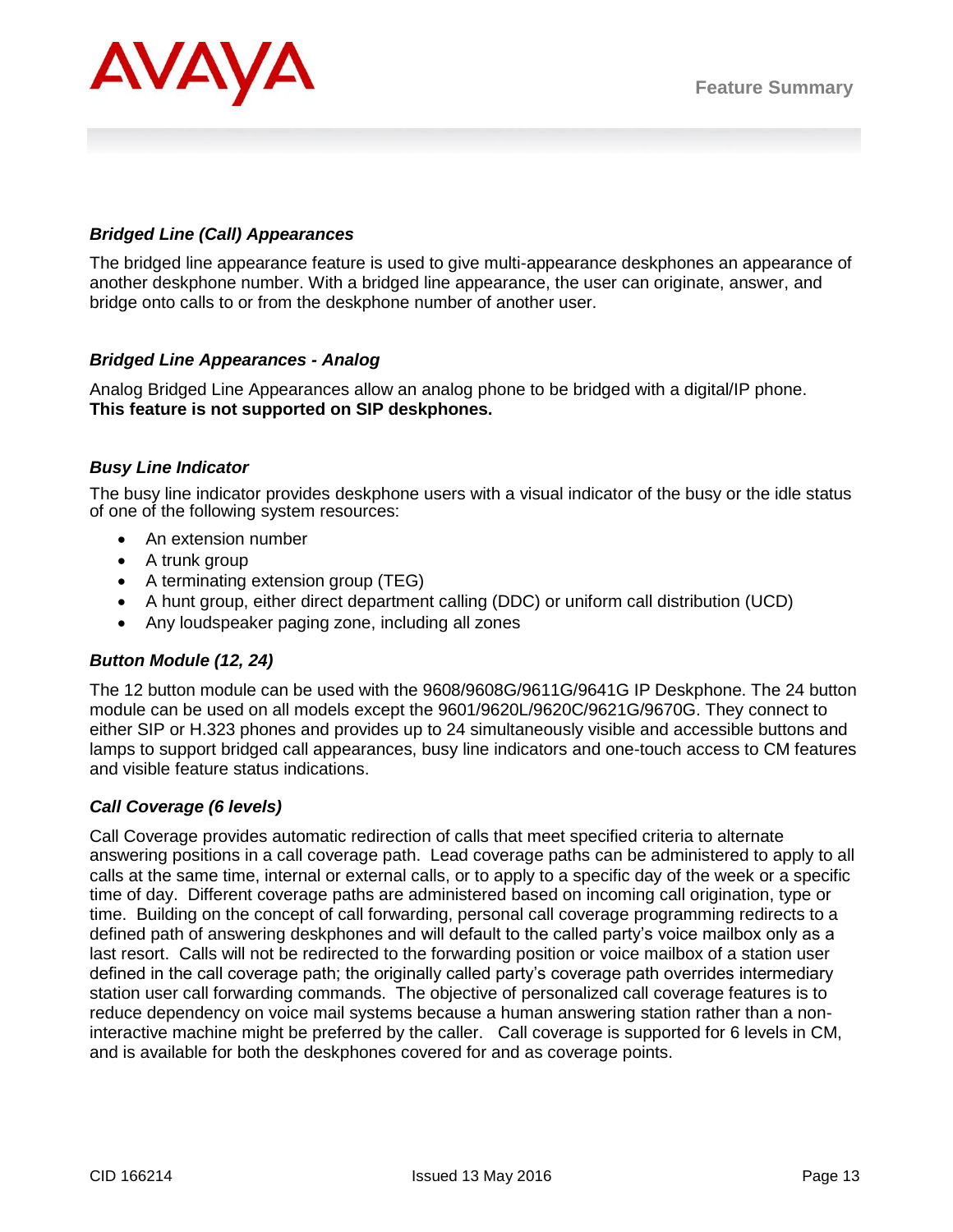### *Bridged Line (Call) Appearances*

The bridged line appearance feature is used to give multi-appearance deskphones an appearance of another deskphone number. With a bridged line appearance, the user can originate, answer, and bridge onto calls to or from the deskphone number of another user.

### *Bridged Line Appearances - Analog*

Analog Bridged Line Appearances allow an analog phone to be bridged with a digital/IP phone. **This feature is not supported on SIP deskphones.**

### *Busy Line Indicator*

The busy line indicator provides deskphone users with a visual indicator of the busy or the idle status of one of the following system resources:

- An extension number
- A trunk group
- A terminating extension group (TEG)
- A hunt group, either direct department calling (DDC) or uniform call distribution (UCD)
- Any loudspeaker paging zone, including all zones

### *Button Module (12, 24)*

The 12 button module can be used with the 9608/9608G/9611G/9641G IP Deskphone. The 24 button module can be used on all models except the 9601/9620L/9620C/9621G/9670G. They connect to either SIP or H.323 phones and provides up to 24 simultaneously visible and accessible buttons and lamps to support bridged call appearances, busy line indicators and one-touch access to CM features and visible feature status indications.

### *Call Coverage (6 levels)*

Call Coverage provides automatic redirection of calls that meet specified criteria to alternate answering positions in a call coverage path. Lead coverage paths can be administered to apply to all calls at the same time, internal or external calls, or to apply to a specific day of the week or a specific time of day. Different coverage paths are administered based on incoming call origination, type or time. Building on the concept of call forwarding, personal call coverage programming redirects to a defined path of answering deskphones and will default to the called party's voice mailbox only as a last resort. Calls will not be redirected to the forwarding position or voice mailbox of a station user defined in the call coverage path; the originally called party's coverage path overrides intermediary station user call forwarding commands. The objective of personalized call coverage features is to reduce dependency on voice mail systems because a human answering station rather than a non-interactive machine might be preferred by the caller. Call coverage is supported for 6 levels in CM, and is available for both the deskphones covered for and as coverage points.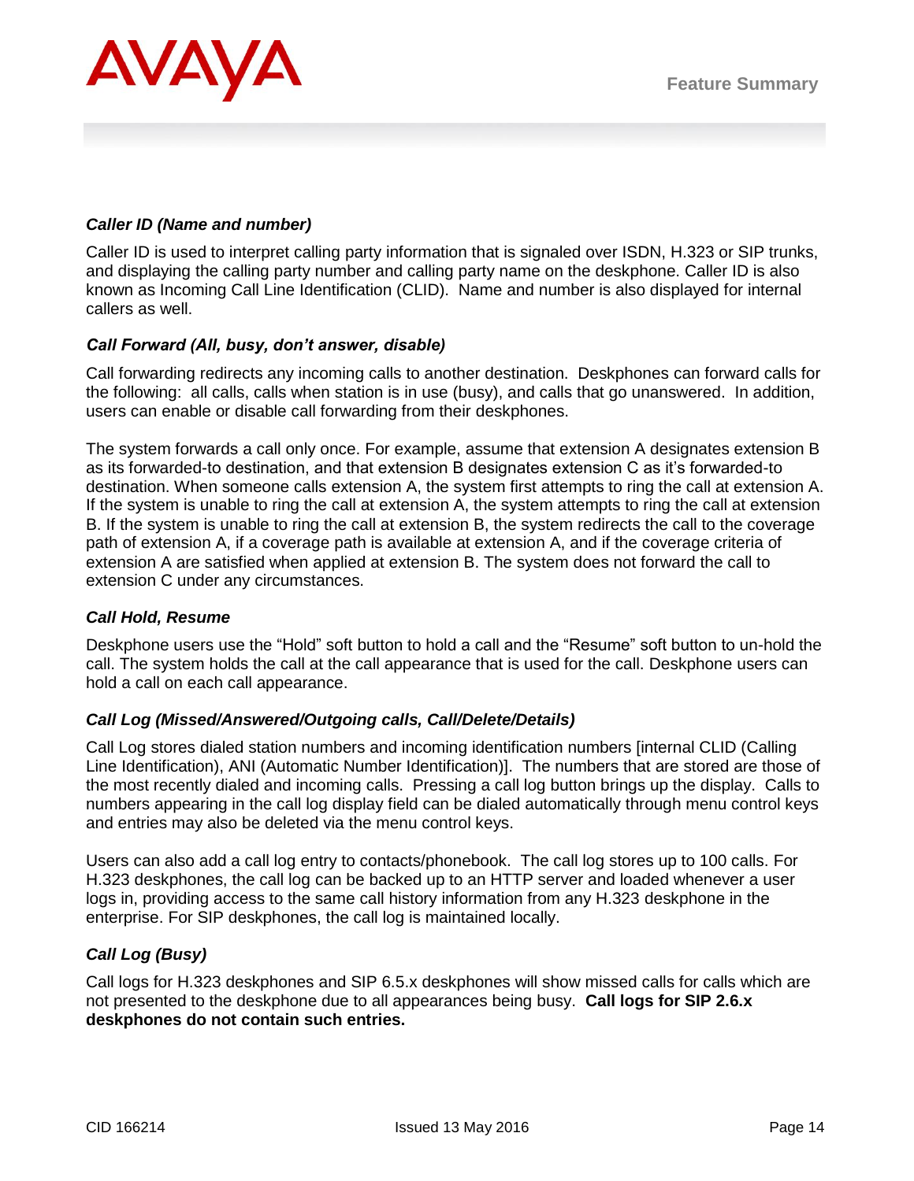### *Caller ID (Name and number)*

Caller ID is used to interpret calling party information that is signaled over ISDN, H.323 or SIP trunks, and displaying the calling party number and calling party name on the deskphone. Caller ID is also known as Incoming Call Line Identification (CLID). Name and number is also displayed for internal callers as well.

### *Call Forward (All, busy, don't answer, disable)*

Call forwarding redirects any incoming calls to another destination. Deskphones can forward calls for the following: all calls, calls when station is in use (busy), and calls that go unanswered. In addition, users can enable or disable call forwarding from their deskphones.

The system forwards a call only once. For example, assume that extension A designates extension B as its forwarded-to destination, and that extension B designates extension C as it's forwarded-to destination. When someone calls extension A, the system first attempts to ring the call at extension A. If the system is unable to ring the call at extension A, the system attempts to ring the call at extension B. If the system is unable to ring the call at extension B, the system redirects the call to the coverage path of extension A, if a coverage path is available at extension A, and if the coverage criteria of extension A are satisfied when applied at extension B. The system does not forward the call to extension C under any circumstances.

### *Call Hold, Resume*

Deskphone users use the "Hold" soft button to hold a call and the "Resume" soft button to un-hold the call. The system holds the call at the call appearance that is used for the call. Deskphone users can hold a call on each call appearance.

### *Call Log (Missed/Answered/Outgoing calls, Call/Delete/Details)*

Call Log stores dialed station numbers and incoming identification numbers [internal CLID (Calling Line Identification), ANI (Automatic Number Identification)]. The numbers that are stored are those of the most recently dialed and incoming calls. Pressing a call log button brings up the display. Calls to numbers appearing in the call log display field can be dialed automatically through menu control keys and entries may also be deleted via the menu control keys.

Users can also add a call log entry to contacts/phonebook. The call log stores up to 100 calls. For H.323 deskphones, the call log can be backed up to an HTTP server and loaded whenever a user logs in, providing access to the same call history information from any H.323 deskphone in the enterprise. For SIP deskphones, the call log is maintained locally.

### *Call Log (Busy)*

Call logs for H.323 deskphones and SIP 6.5.x deskphones will show missed calls for calls which are not presented to the deskphone due to all appearances being busy. **Call logs for SIP 2.6.x deskphones do not contain such entries.**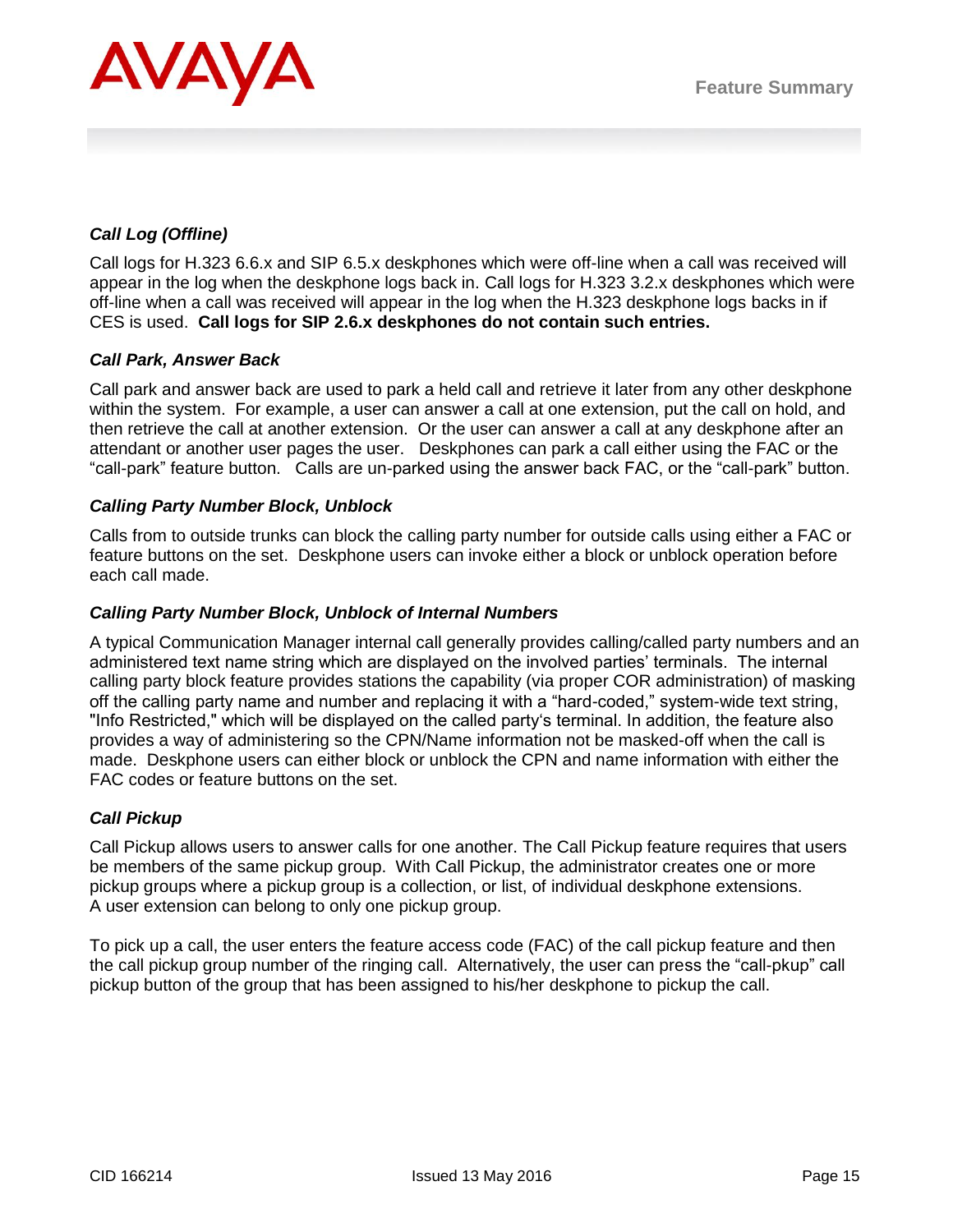***Call Log (Offline)***

Call logs for H.323 6.6.x and SIP 6.5.x deskphones which were off-line when a call was received will appear in the log when the deskphone logs back in. Call logs for H.323 3.2.x deskphones which were off-line when a call was received will appear in the log when the H.323 deskphone logs backs in if CES is used. **Call logs for SIP 2.6.x deskphones do not contain such entries.**

***Call Park, Answer Back***

Call park and answer back are used to park a held call and retrieve it later from any other deskphone within the system. For example, a user can answer a call at one extension, put the call on hold, and then retrieve the call at another extension. Or the user can answer a call at any deskphone after an attendant or another user pages the user. Deskphones can park a call either using the FAC or the "call-park" feature button. Calls are un-parked using the answer back FAC, or the "call-park" button.

***Calling Party Number Block, Unblock***

Calls from to outside trunks can block the calling party number for outside calls using either a FAC or feature buttons on the set. Deskphone users can invoke either a block or unblock operation before each call made.

***Calling Party Number Block, Unblock of Internal Numbers***

A typical Communication Manager internal call generally provides calling/called party numbers and an administered text name string which are displayed on the involved parties' terminals. The internal calling party block feature provides stations the capability (via proper COR administration) of masking off the calling party name and number and replacing it with a "hard-coded," system-wide text string, "Info Restricted," which will be displayed on the called party's terminal. In addition, the feature also provides a way of administering so the CPN/Name information not be masked-off when the call is made. Deskphone users can either block or unblock the CPN and name information with either the FAC codes or feature buttons on the set.

***Call Pickup***

Call Pickup allows users to answer calls for one another. The Call Pickup feature requires that users be members of the same pickup group. With Call Pickup, the administrator creates one or more pickup groups where a pickup group is a collection, or list, of individual deskphone extensions. A user extension can belong to only one pickup group.

To pick up a call, the user enters the feature access code (FAC) of the call pickup feature and then the call pickup group number of the ringing call. Alternatively, the user can press the "call-pkup" call pickup button of the group that has been assigned to his/her deskphone to pickup the call.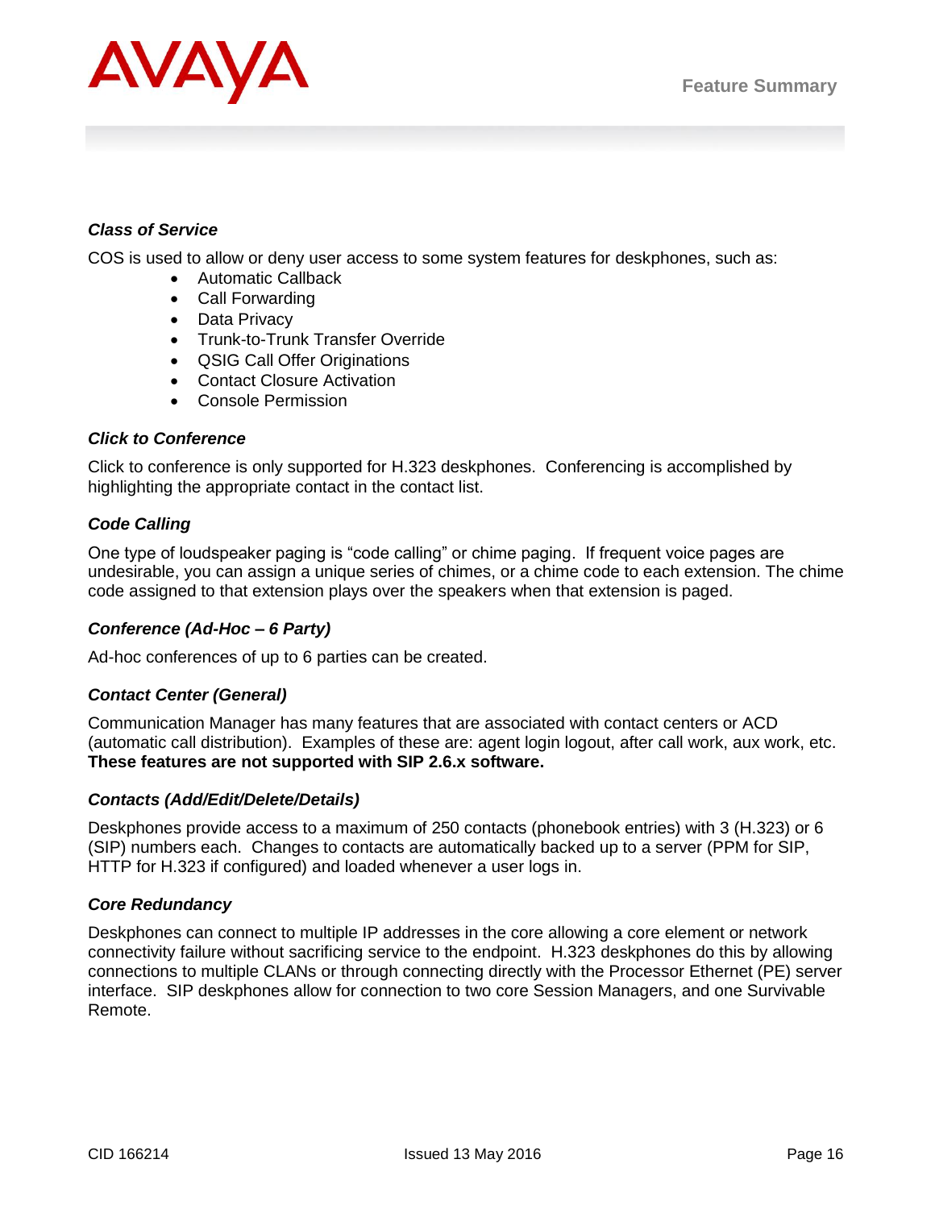### *Class of Service*

COS is used to allow or deny user access to some system features for deskphones, such as:

- Automatic Callback
- Call Forwarding
- Data Privacy
- Trunk-to-Trunk Transfer Override
- QSIG Call Offer Originations
- Contact Closure Activation
- Console Permission

### *Click to Conference*

Click to conference is only supported for H.323 deskphones. Conferencing is accomplished by highlighting the appropriate contact in the contact list.

### *Code Calling*

One type of loudspeaker paging is “code calling” or chime paging. If frequent voice pages are undesirable, you can assign a unique series of chimes, or a chime code to each extension. The chime code assigned to that extension plays over the speakers when that extension is paged.

### *Conference (Ad-Hoc – 6 Party)*

Ad-hoc conferences of up to 6 parties can be created.

### *Contact Center (General)*

Communication Manager has many features that are associated with contact centers or ACD (automatic call distribution). Examples of these are: agent login logout, after call work, aux work, etc. **These features are not supported with SIP 2.6.x software.**

### *Contacts (Add/Edit/Delete/Details)*

Deskphones provide access to a maximum of 250 contacts (phonebook entries) with 3 (H.323) or 6 (SIP) numbers each. Changes to contacts are automatically backed up to a server (PPM for SIP, HTTP for H.323 if configured) and loaded whenever a user logs in.

### *Core Redundancy*

Deskphones can connect to multiple IP addresses in the core allowing a core element or network connectivity failure without sacrificing service to the endpoint. H.323 deskphones do this by allowing connections to multiple CLANs or through connecting directly with the Processor Ethernet (PE) server interface. SIP deskphones allow for connection to two core Session Managers, and one Survivable Remote.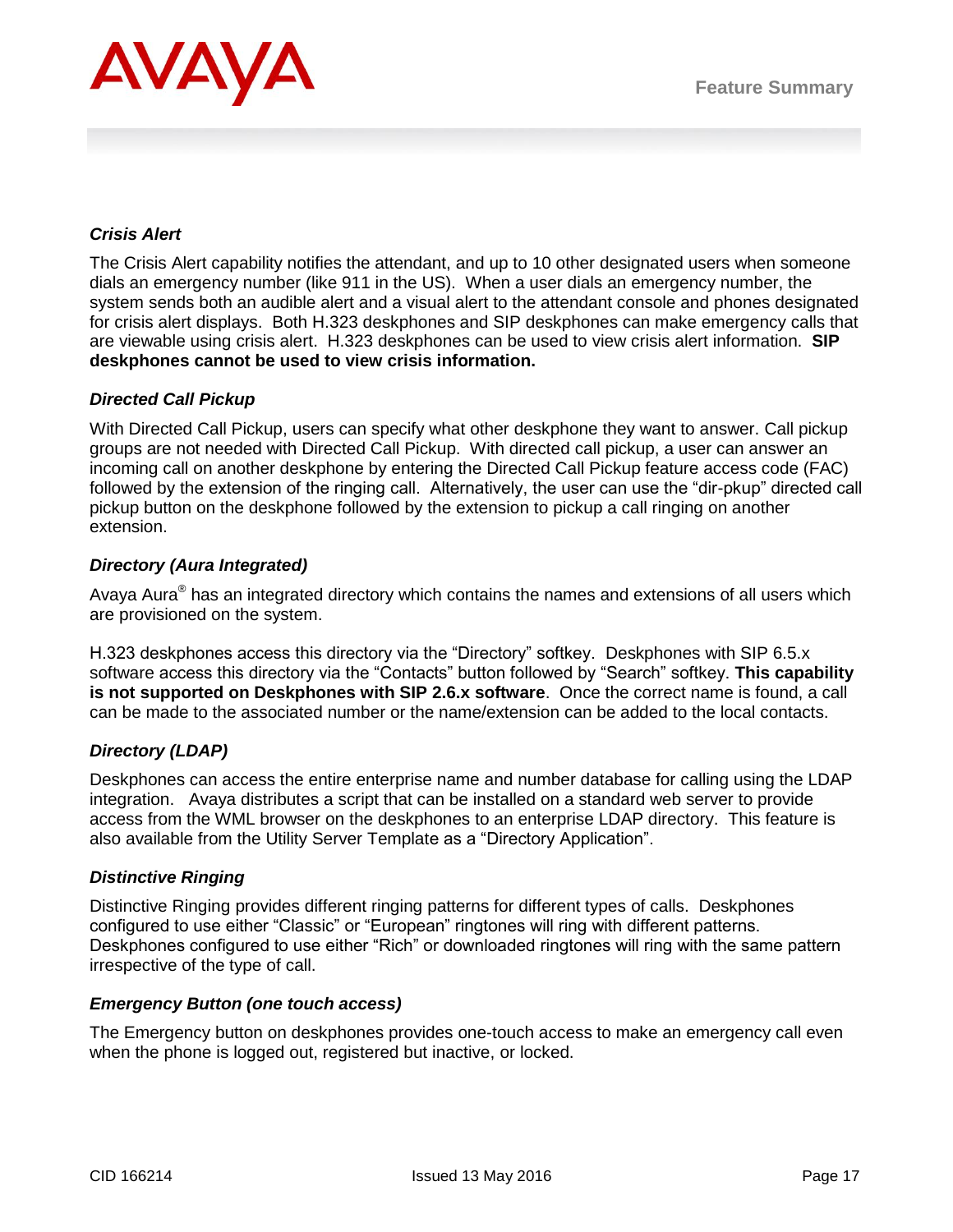### *Crisis Alert*

The Crisis Alert capability notifies the attendant, and up to 10 other designated users when someone dials an emergency number (like 911 in the US). When a user dials an emergency number, the system sends both an audible alert and a visual alert to the attendant console and phones designated for crisis alert displays. Both H.323 deskphones and SIP deskphones can make emergency calls that are viewable using crisis alert. H.323 deskphones can be used to view crisis alert information. **SIP deskphones cannot be used to view crisis information.**

### *Directed Call Pickup*

With Directed Call Pickup, users can specify what other deskphone they want to answer. Call pickup groups are not needed with Directed Call Pickup. With directed call pickup, a user can answer an incoming call on another deskphone by entering the Directed Call Pickup feature access code (FAC) followed by the extension of the ringing call. Alternatively, the user can use the "dir-pkup" directed call pickup button on the deskphone followed by the extension to pickup a call ringing on another extension.

### *Directory (Aura Integrated)*

Avaya Aura® has an integrated directory which contains the names and extensions of all users which are provisioned on the system.

H.323 deskphones access this directory via the "Directory" softkey. Deskphones with SIP 6.5.x software access this directory via the "Contacts" button followed by "Search" softkey. **This capability is not supported on Deskphones with SIP 2.6.x software**. Once the correct name is found, a call can be made to the associated number or the name/extension can be added to the local contacts.

### *Directory (LDAP)*

Deskphones can access the entire enterprise name and number database for calling using the LDAP integration. Avaya distributes a script that can be installed on a standard web server to provide access from the WML browser on the deskphones to an enterprise LDAP directory. This feature is also available from the Utility Server Template as a "Directory Application".

### *Distinctive Ringing*

Distinctive Ringing provides different ringing patterns for different types of calls. Deskphones configured to use either "Classic" or "European" ringtones will ring with different patterns. Deskphones configured to use either "Rich" or downloaded ringtones will ring with the same pattern irrespective of the type of call.

### *Emergency Button (one touch access)*

The Emergency button on deskphones provides one-touch access to make an emergency call even when the phone is logged out, registered but inactive, or locked.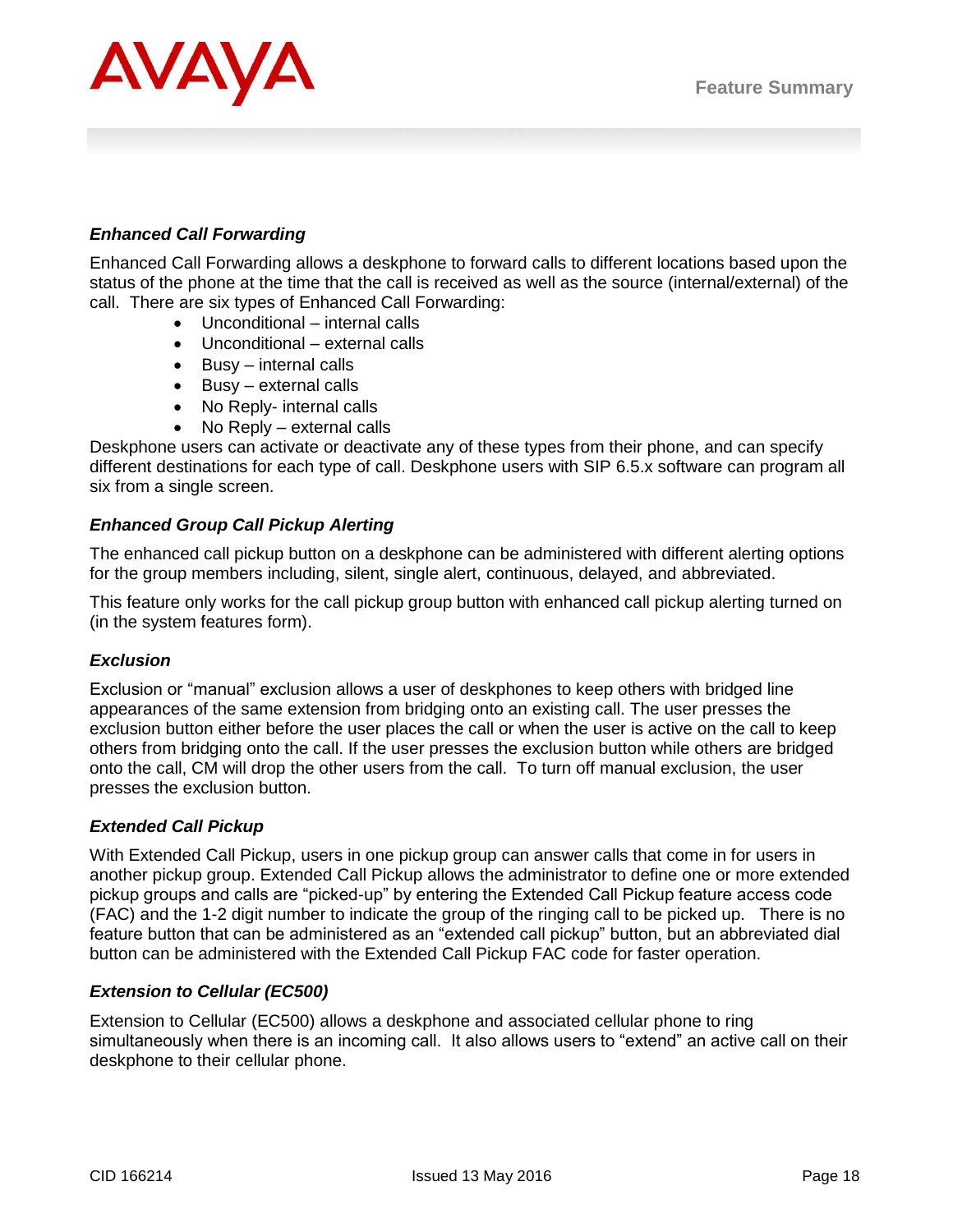### *Enhanced Call Forwarding*

Enhanced Call Forwarding allows a deskphone to forward calls to different locations based upon the status of the phone at the time that the call is received as well as the source (internal/external) of the call. There are six types of Enhanced Call Forwarding:

- Unconditional – internal calls
- Unconditional – external calls
- Busy – internal calls
- Busy – external calls
- No Reply- internal calls
- No Reply – external calls

Deskphone users can activate or deactivate any of these types from their phone, and can specify different destinations for each type of call. Deskphone users with SIP 6.5.x software can program all six from a single screen.

### *Enhanced Group Call Pickup Alerting*

The enhanced call pickup button on a deskphone can be administered with different alerting options for the group members including, silent, single alert, continuous, delayed, and abbreviated.

This feature only works for the call pickup group button with enhanced call pickup alerting turned on (in the system features form).

### *Exclusion*

Exclusion or "manual" exclusion allows a user of deskphones to keep others with bridged line appearances of the same extension from bridging onto an existing call. The user presses the exclusion button either before the user places the call or when the user is active on the call to keep others from bridging onto the call. If the user presses the exclusion button while others are bridged onto the call, CM will drop the other users from the call. To turn off manual exclusion, the user presses the exclusion button.

### *Extended Call Pickup*

With Extended Call Pickup, users in one pickup group can answer calls that come in for users in another pickup group. Extended Call Pickup allows the administrator to define one or more extended pickup groups and calls are "picked-up" by entering the Extended Call Pickup feature access code (FAC) and the 1-2 digit number to indicate the group of the ringing call to be picked up. There is no feature button that can be administered as an "extended call pickup" button, but an abbreviated dial button can be administered with the Extended Call Pickup FAC code for faster operation.

### *Extension to Cellular (EC500)*

Extension to Cellular (EC500) allows a deskphone and associated cellular phone to ring simultaneously when there is an incoming call. It also allows users to "extend" an active call on their deskphone to their cellular phone.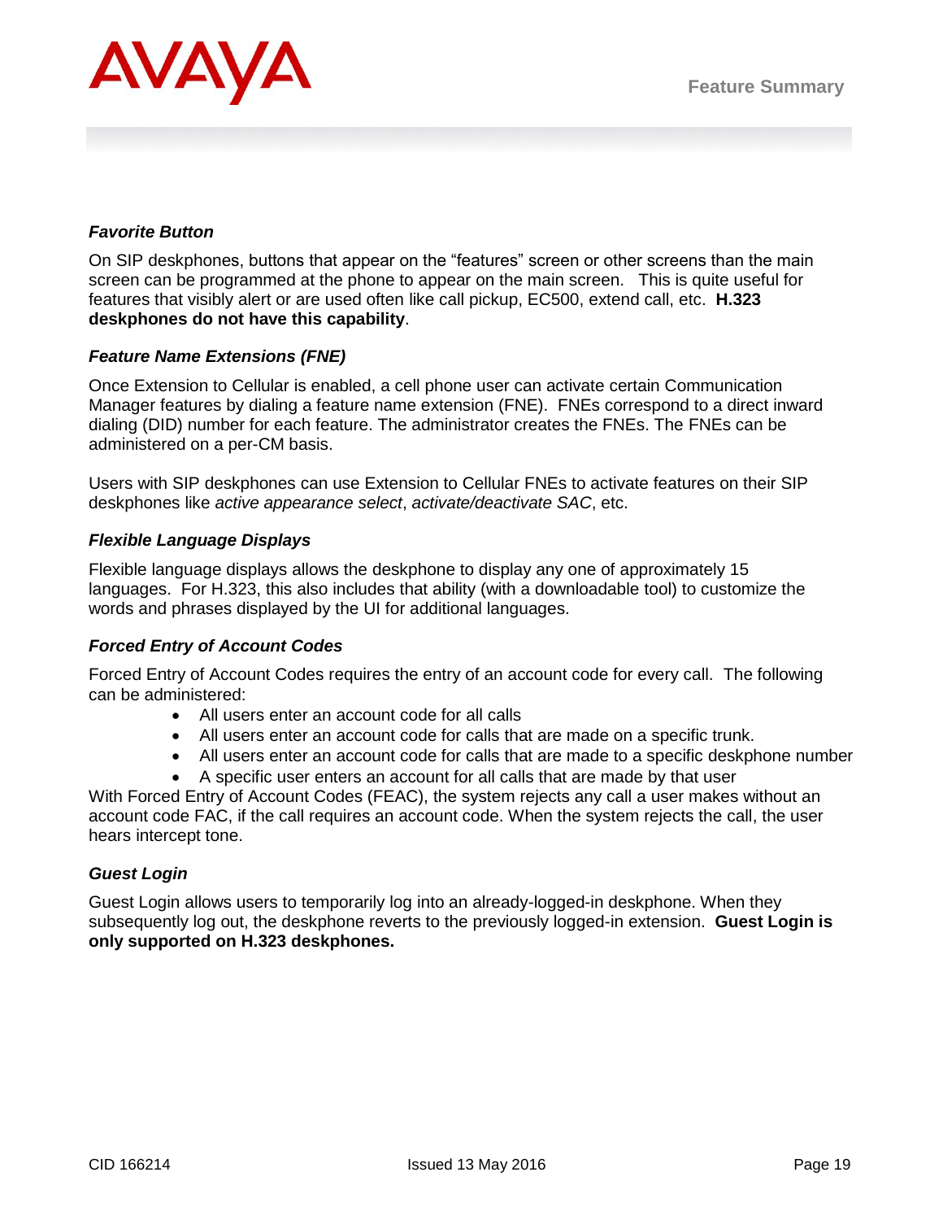### *Favorite Button*

On SIP deskphones, buttons that appear on the "features" screen or other screens than the main screen can be programmed at the phone to appear on the main screen. This is quite useful for features that visibly alert or are used often like call pickup, EC500, extend call, etc. **H.323 deskphones do not have this capability**.

### *Feature Name Extensions (FNE)*

Once Extension to Cellular is enabled, a cell phone user can activate certain Communication Manager features by dialing a feature name extension (FNE). FNEs correspond to a direct inward dialing (DID) number for each feature. The administrator creates the FNEs. The FNEs can be administered on a per-CM basis.

Users with SIP deskphones can use Extension to Cellular FNEs to activate features on their SIP deskphones like *active appearance select*, *activate/deactivate SAC*, etc.

### *Flexible Language Displays*

Flexible language displays allows the deskphone to display any one of approximately 15 languages. For H.323, this also includes that ability (with a downloadable tool) to customize the words and phrases displayed by the UI for additional languages.

### *Forced Entry of Account Codes*

Forced Entry of Account Codes requires the entry of an account code for every call. The following can be administered:

- All users enter an account code for all calls
- All users enter an account code for calls that are made on a specific trunk.
- All users enter an account code for calls that are made to a specific deskphone number
- A specific user enters an account for all calls that are made by that user

With Forced Entry of Account Codes (FEAC), the system rejects any call a user makes without an account code FAC, if the call requires an account code. When the system rejects the call, the user hears intercept tone.

### *Guest Login*

Guest Login allows users to temporarily log into an already-logged-in deskphone. When they subsequently log out, the deskphone reverts to the previously logged-in extension. **Guest Login is only supported on H.323 deskphones.**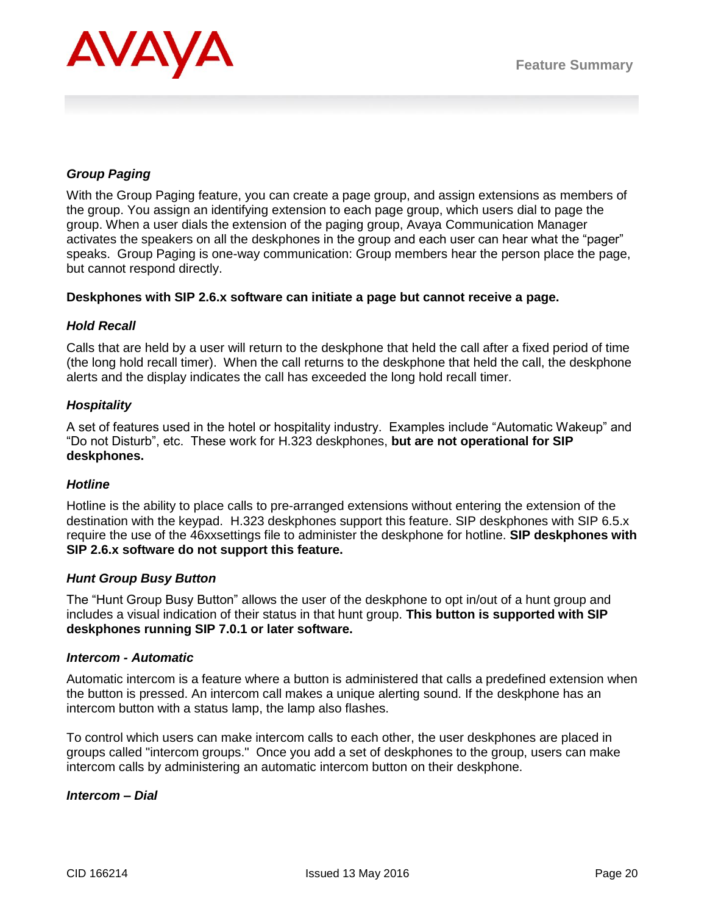### *Group Paging*

With the Group Paging feature, you can create a page group, and assign extensions as members of the group. You assign an identifying extension to each page group, which users dial to page the group. When a user dials the extension of the paging group, Avaya Communication Manager activates the speakers on all the deskphones in the group and each user can hear what the "pager" speaks. Group Paging is one-way communication: Group members hear the person place the page, but cannot respond directly.

**Deskphones with SIP 2.6.x software can initiate a page but cannot receive a page.**

### *Hold Recall*

Calls that are held by a user will return to the deskphone that held the call after a fixed period of time (the long hold recall timer). When the call returns to the deskphone that held the call, the deskphone alerts and the display indicates the call has exceeded the long hold recall timer.

### *Hospitality*

A set of features used in the hotel or hospitality industry. Examples include "Automatic Wakeup" and "Do not Disturb", etc. These work for H.323 deskphones, **but are not operational for SIP deskphones.**

### *Hotline*

Hotline is the ability to place calls to pre-arranged extensions without entering the extension of the destination with the keypad. H.323 deskphones support this feature. SIP deskphones with SIP 6.5.x require the use of the 46xxsettings file to administer the deskphone for hotline. **SIP deskphones with SIP 2.6.x software do not support this feature.**

### *Hunt Group Busy Button*

The "Hunt Group Busy Button" allows the user of the deskphone to opt in/out of a hunt group and includes a visual indication of their status in that hunt group. **This button is supported with SIP deskphones running SIP 7.0.1 or later software.**

### *Intercom - Automatic*

Automatic intercom is a feature where a button is administered that calls a predefined extension when the button is pressed. An intercom call makes a unique alerting sound. If the deskphone has an intercom button with a status lamp, the lamp also flashes.

To control which users can make intercom calls to each other, the user deskphones are placed in groups called "intercom groups." Once you add a set of deskphones to the group, users can make intercom calls by administering an automatic intercom button on their deskphone.

### *Intercom – Dial*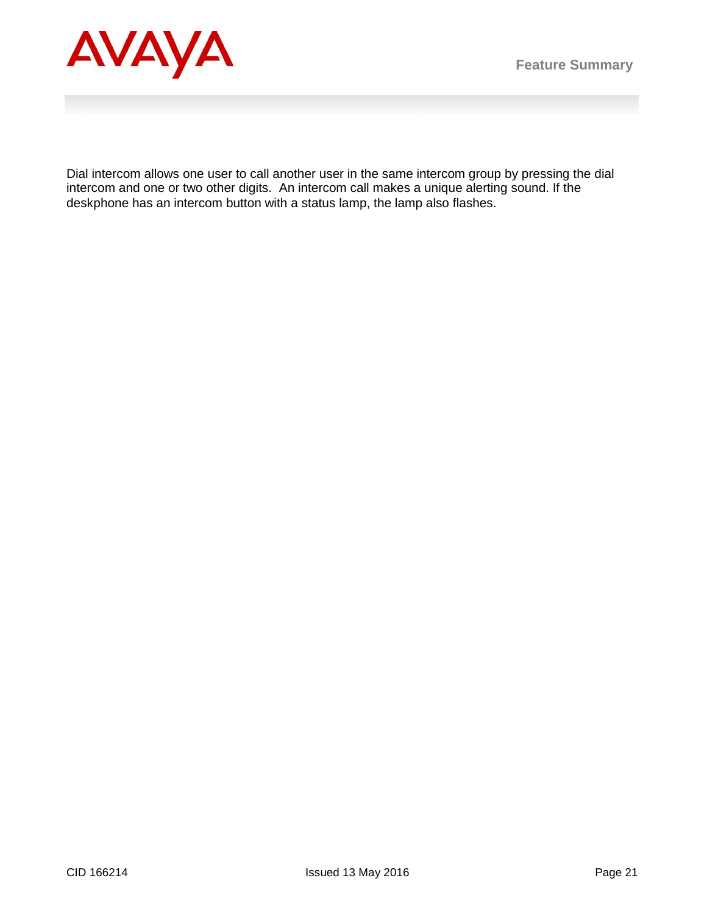Dial intercom allows one user to call another user in the same intercom group by pressing the dial intercom and one or two other digits.  An intercom call makes a unique alerting sound. If the deskphone has an intercom button with a status lamp, the lamp also flashes.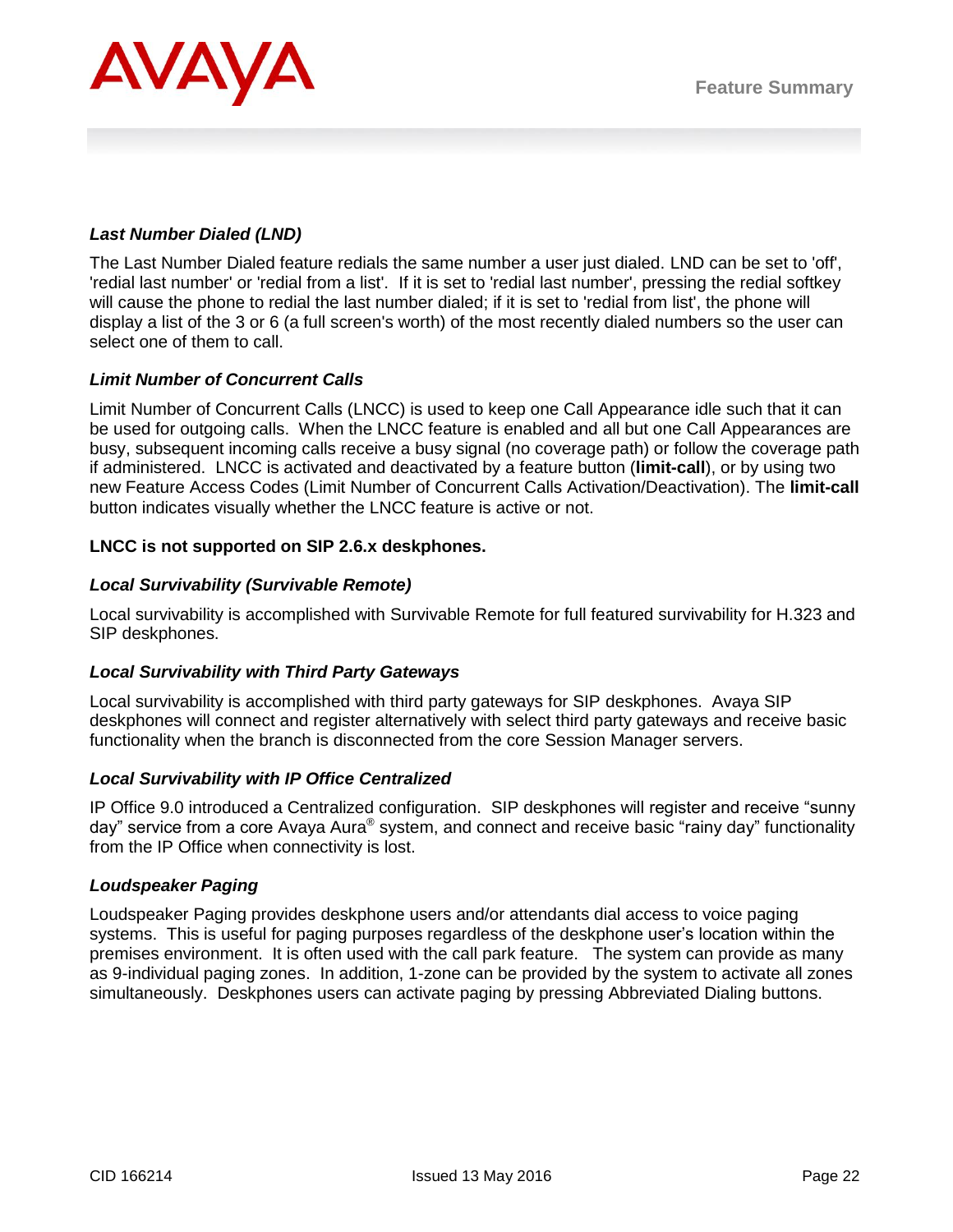### *Last Number Dialed (LND)*

The Last Number Dialed feature redials the same number a user just dialed. LND can be set to 'off', 'redial last number' or 'redial from a list'. If it is set to 'redial last number', pressing the redial softkey will cause the phone to redial the last number dialed; if it is set to 'redial from list', the phone will display a list of the 3 or 6 (a full screen's worth) of the most recently dialed numbers so the user can select one of them to call.

### *Limit Number of Concurrent Calls*

Limit Number of Concurrent Calls (LNCC) is used to keep one Call Appearance idle such that it can be used for outgoing calls. When the LNCC feature is enabled and all but one Call Appearances are busy, subsequent incoming calls receive a busy signal (no coverage path) or follow the coverage path if administered. LNCC is activated and deactivated by a feature button (**limit-call**), or by using two new Feature Access Codes (Limit Number of Concurrent Calls Activation/Deactivation). The **limit-call** button indicates visually whether the LNCC feature is active or not.

**LNCC is not supported on SIP 2.6.x deskphones.**

### *Local Survivability (Survivable Remote)*

Local survivability is accomplished with Survivable Remote for full featured survivability for H.323 and SIP deskphones.

### *Local Survivability with Third Party Gateways*

Local survivability is accomplished with third party gateways for SIP deskphones. Avaya SIP deskphones will connect and register alternatively with select third party gateways and receive basic functionality when the branch is disconnected from the core Session Manager servers.

### *Local Survivability with IP Office Centralized*

IP Office 9.0 introduced a Centralized configuration. SIP deskphones will register and receive “sunny day” service from a core Avaya Aura® system, and connect and receive basic “rainy day” functionality from the IP Office when connectivity is lost.

### *Loudspeaker Paging*

Loudspeaker Paging provides deskphone users and/or attendants dial access to voice paging systems. This is useful for paging purposes regardless of the deskphone user’s location within the premises environment. It is often used with the call park feature. The system can provide as many as 9-individual paging zones. In addition, 1-zone can be provided by the system to activate all zones simultaneously. Deskphones users can activate paging by pressing Abbreviated Dialing buttons.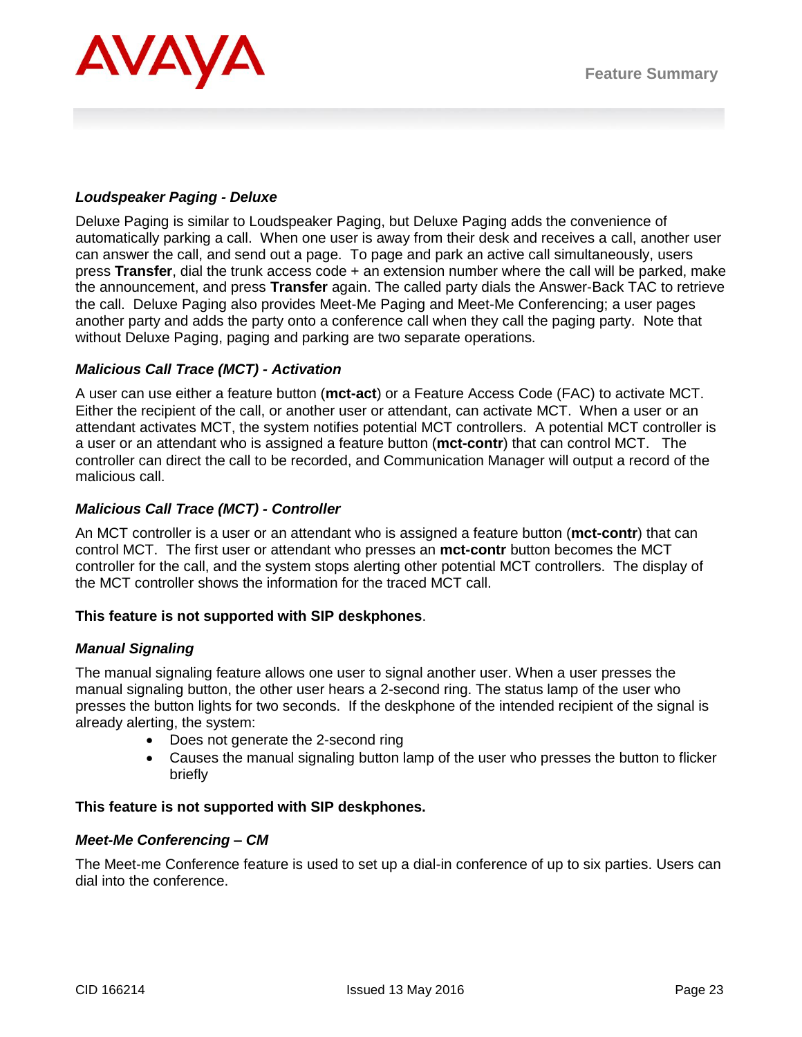### *Loudspeaker Paging - Deluxe*

Deluxe Paging is similar to Loudspeaker Paging, but Deluxe Paging adds the convenience of automatically parking a call. When one user is away from their desk and receives a call, another user can answer the call, and send out a page. To page and park an active call simultaneously, users press **Transfer**, dial the trunk access code + an extension number where the call will be parked, make the announcement, and press **Transfer** again. The called party dials the Answer-Back TAC to retrieve the call. Deluxe Paging also provides Meet-Me Paging and Meet-Me Conferencing; a user pages another party and adds the party onto a conference call when they call the paging party. Note that without Deluxe Paging, paging and parking are two separate operations.

### *Malicious Call Trace (MCT) - Activation*

A user can use either a feature button (**mct-act**) or a Feature Access Code (FAC) to activate MCT. Either the recipient of the call, or another user or attendant, can activate MCT. When a user or an attendant activates MCT, the system notifies potential MCT controllers. A potential MCT controller is a user or an attendant who is assigned a feature button (**mct-contr**) that can control MCT. The controller can direct the call to be recorded, and Communication Manager will output a record of the malicious call.

### *Malicious Call Trace (MCT) - Controller*

An MCT controller is a user or an attendant who is assigned a feature button (**mct-contr**) that can control MCT. The first user or attendant who presses an **mct-contr** button becomes the MCT controller for the call, and the system stops alerting other potential MCT controllers. The display of the MCT controller shows the information for the traced MCT call.

**This feature is not supported with SIP deskphones**.

### *Manual Signaling*

The manual signaling feature allows one user to signal another user. When a user presses the manual signaling button, the other user hears a 2-second ring. The status lamp of the user who presses the button lights for two seconds. If the deskphone of the intended recipient of the signal is already alerting, the system:

- Does not generate the 2-second ring
- Causes the manual signaling button lamp of the user who presses the button to flicker briefly

**This feature is not supported with SIP deskphones.**

### *Meet-Me Conferencing – CM*

The Meet-me Conference feature is used to set up a dial-in conference of up to six parties. Users can dial into the conference.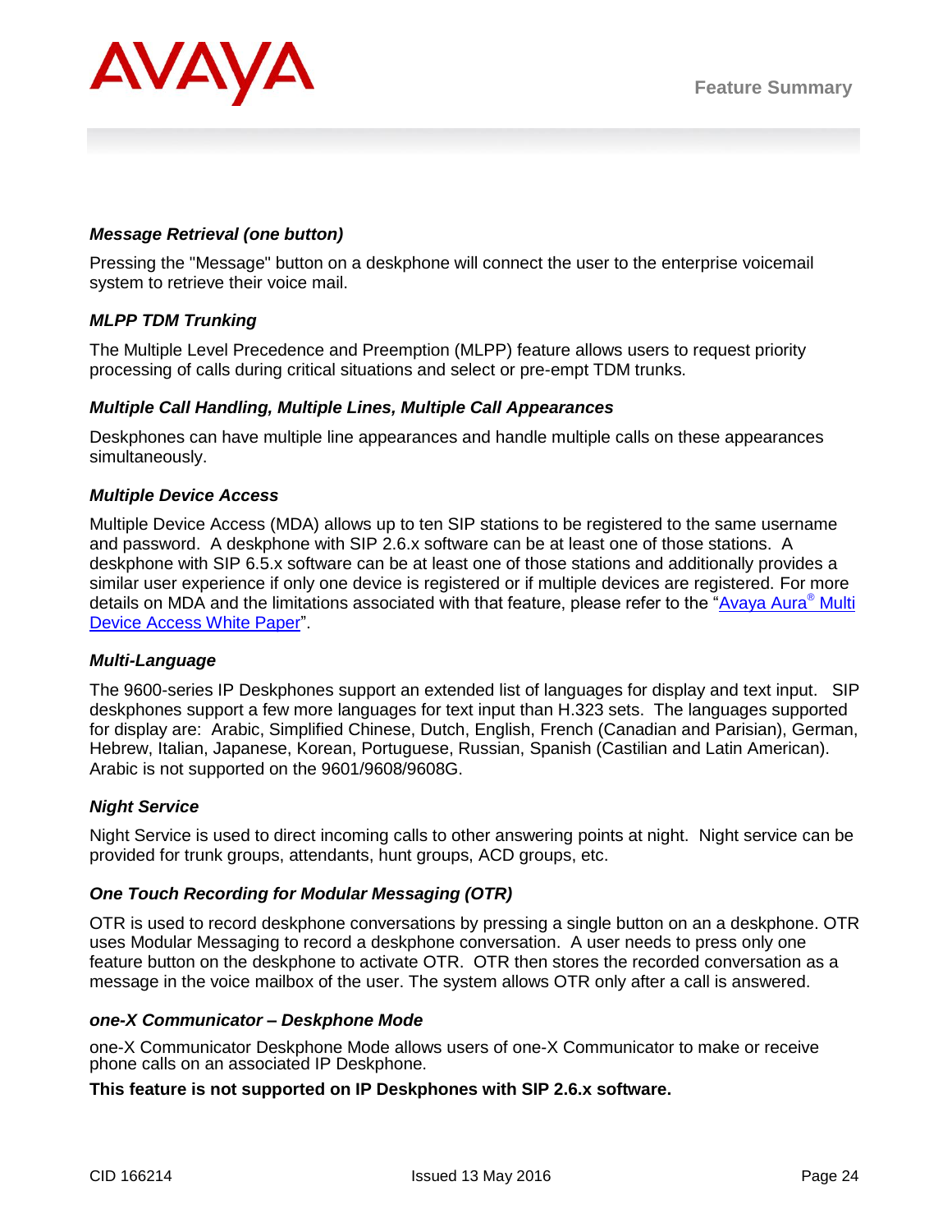### *Message Retrieval (one button)*

Pressing the "Message" button on a deskphone will connect the user to the enterprise voicemail system to retrieve their voice mail.

### *MLPP TDM Trunking*

The Multiple Level Precedence and Preemption (MLPP) feature allows users to request priority processing of calls during critical situations and select or pre-empt TDM trunks.

### *Multiple Call Handling, Multiple Lines, Multiple Call Appearances*

Deskphones can have multiple line appearances and handle multiple calls on these appearances simultaneously.

### *Multiple Device Access*

Multiple Device Access (MDA) allows up to ten SIP stations to be registered to the same username and password. A deskphone with SIP 2.6.x software can be at least one of those stations. A deskphone with SIP 6.5.x software can be at least one of those stations and additionally provides a similar user experience if only one device is registered or if multiple devices are registered. For more details on MDA and the limitations associated with that feature, please refer to the "Avaya Aura® Multi Device Access White Paper".

### *Multi-Language*

The 9600-series IP Deskphones support an extended list of languages for display and text input. SIP deskphones support a few more languages for text input than H.323 sets. The languages supported for display are: Arabic, Simplified Chinese, Dutch, English, French (Canadian and Parisian), German, Hebrew, Italian, Japanese, Korean, Portuguese, Russian, Spanish (Castilian and Latin American). Arabic is not supported on the 9601/9608/9608G.

### *Night Service*

Night Service is used to direct incoming calls to other answering points at night. Night service can be provided for trunk groups, attendants, hunt groups, ACD groups, etc.

### *One Touch Recording for Modular Messaging (OTR)*

OTR is used to record deskphone conversations by pressing a single button on an a deskphone. OTR uses Modular Messaging to record a deskphone conversation. A user needs to press only one feature button on the deskphone to activate OTR. OTR then stores the recorded conversation as a message in the voice mailbox of the user. The system allows OTR only after a call is answered.

### *one-X Communicator – Deskphone Mode*

one-X Communicator Deskphone Mode allows users of one-X Communicator to make or receive phone calls on an associated IP Deskphone.

**This feature is not supported on IP Deskphones with SIP 2.6.x software.**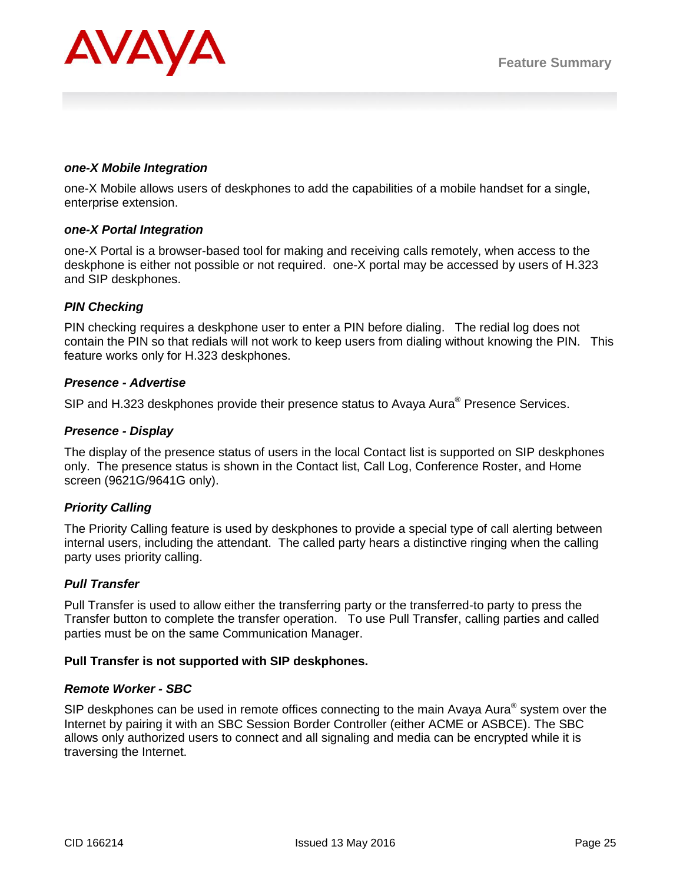***one-X Mobile Integration***

one-X Mobile allows users of deskphones to add the capabilities of a mobile handset for a single, enterprise extension.

***one-X Portal Integration***

one-X Portal is a browser-based tool for making and receiving calls remotely, when access to the deskphone is either not possible or not required. one-X portal may be accessed by users of H.323 and SIP deskphones.

***PIN Checking***

PIN checking requires a deskphone user to enter a PIN before dialing. The redial log does not contain the PIN so that redials will not work to keep users from dialing without knowing the PIN. This feature works only for H.323 deskphones.

***Presence - Advertise***

SIP and H.323 deskphones provide their presence status to Avaya Aura® Presence Services.

***Presence - Display***

The display of the presence status of users in the local Contact list is supported on SIP deskphones only. The presence status is shown in the Contact list, Call Log, Conference Roster, and Home screen (9621G/9641G only).

***Priority Calling***

The Priority Calling feature is used by deskphones to provide a special type of call alerting between internal users, including the attendant. The called party hears a distinctive ringing when the calling party uses priority calling.

***Pull Transfer***

Pull Transfer is used to allow either the transferring party or the transferred-to party to press the Transfer button to complete the transfer operation. To use Pull Transfer, calling parties and called parties must be on the same Communication Manager.

**Pull Transfer is not supported with SIP deskphones.**

***Remote Worker - SBC***

SIP deskphones can be used in remote offices connecting to the main Avaya Aura® system over the Internet by pairing it with an SBC Session Border Controller (either ACME or ASBCE). The SBC allows only authorized users to connect and all signaling and media can be encrypted while it is traversing the Internet.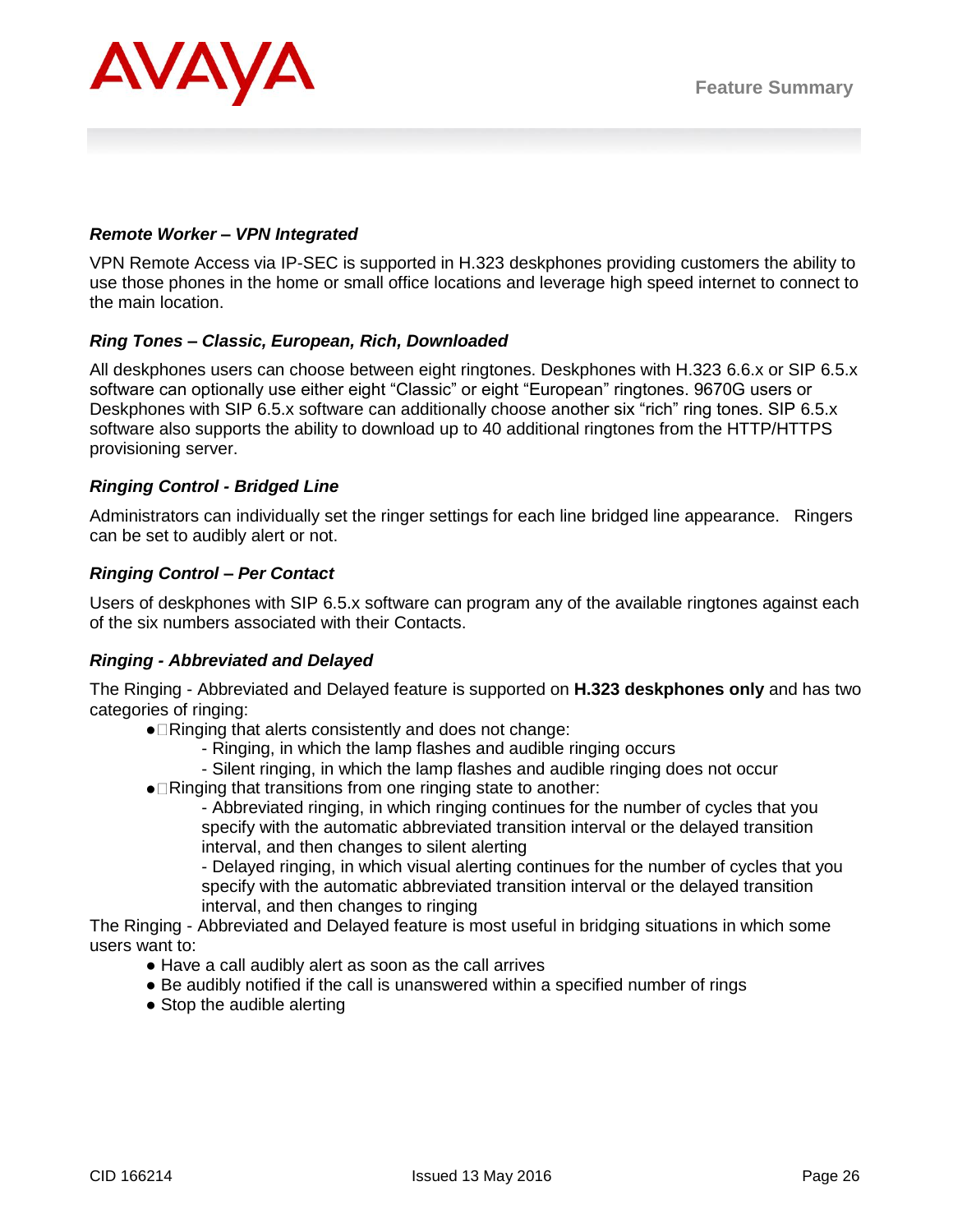### *Remote Worker – VPN Integrated*

VPN Remote Access via IP-SEC is supported in H.323 deskphones providing customers the ability to use those phones in the home or small office locations and leverage high speed internet to connect to the main location.

### *Ring Tones – Classic, European, Rich, Downloaded*

All deskphones users can choose between eight ringtones. Deskphones with H.323 6.6.x or SIP 6.5.x software can optionally use either eight “Classic” or eight “European” ringtones. 9670G users or Deskphones with SIP 6.5.x software can additionally choose another six “rich” ring tones. SIP 6.5.x software also supports the ability to download up to 40 additional ringtones from the HTTP/HTTPS provisioning server.

### *Ringing Control - Bridged Line*

Administrators can individually set the ringer settings for each line bridged line appearance. Ringers can be set to audibly alert or not.

### *Ringing Control – Per Contact*

Users of deskphones with SIP 6.5.x software can program any of the available ringtones against each of the six numbers associated with their Contacts.

### *Ringing - Abbreviated and Delayed*

The Ringing - Abbreviated and Delayed feature is supported on **H.323 deskphones only** and has two categories of ringing:

- Ringing that alerts consistently and does not change:
  - Ringing, in which the lamp flashes and audible ringing occurs
  - Silent ringing, in which the lamp flashes and audible ringing does not occur
- Ringing that transitions from one ringing state to another:
  - Abbreviated ringing, in which ringing continues for the number of cycles that you specify with the automatic abbreviated transition interval or the delayed transition interval, and then changes to silent alerting
  - Delayed ringing, in which visual alerting continues for the number of cycles that you specify with the automatic abbreviated transition interval or the delayed transition interval, and then changes to ringing

The Ringing - Abbreviated and Delayed feature is most useful in bridging situations in which some users want to:

- Have a call audibly alert as soon as the call arrives
- Be audibly notified if the call is unanswered within a specified number of rings
- Stop the audible alerting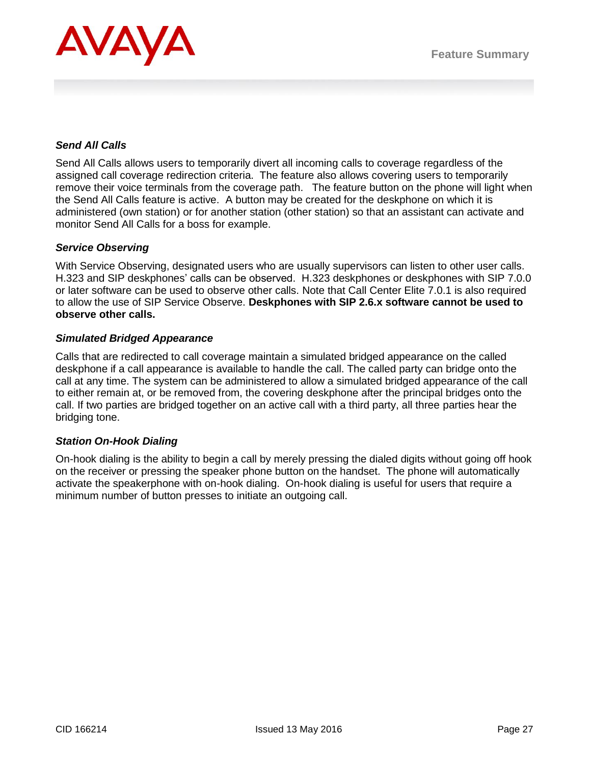### *Send All Calls*

Send All Calls allows users to temporarily divert all incoming calls to coverage regardless of the assigned call coverage redirection criteria. The feature also allows covering users to temporarily remove their voice terminals from the coverage path. The feature button on the phone will light when the Send All Calls feature is active. A button may be created for the deskphone on which it is administered (own station) or for another station (other station) so that an assistant can activate and monitor Send All Calls for a boss for example.

### *Service Observing*

With Service Observing, designated users who are usually supervisors can listen to other user calls. H.323 and SIP deskphones' calls can be observed. H.323 deskphones or deskphones with SIP 7.0.0 or later software can be used to observe other calls. Note that Call Center Elite 7.0.1 is also required to allow the use of SIP Service Observe. **Deskphones with SIP 2.6.x software cannot be used to observe other calls.**

### *Simulated Bridged Appearance*

Calls that are redirected to call coverage maintain a simulated bridged appearance on the called deskphone if a call appearance is available to handle the call. The called party can bridge onto the call at any time. The system can be administered to allow a simulated bridged appearance of the call to either remain at, or be removed from, the covering deskphone after the principal bridges onto the call. If two parties are bridged together on an active call with a third party, all three parties hear the bridging tone.

### *Station On-Hook Dialing*

On-hook dialing is the ability to begin a call by merely pressing the dialed digits without going off hook on the receiver or pressing the speaker phone button on the handset. The phone will automatically activate the speakerphone with on-hook dialing. On-hook dialing is useful for users that require a minimum number of button presses to initiate an outgoing call.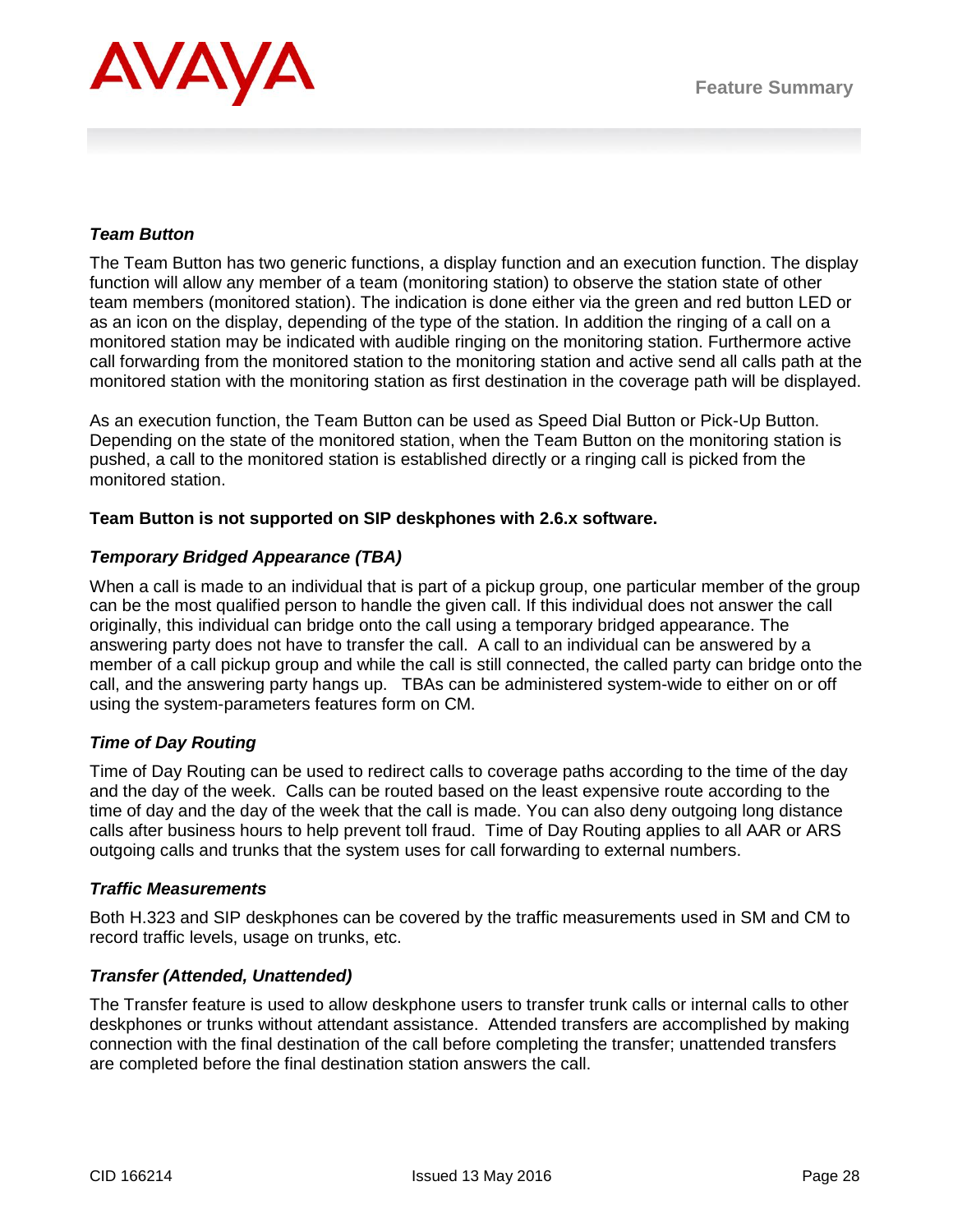***Team Button***

The Team Button has two generic functions, a display function and an execution function. The display function will allow any member of a team (monitoring station) to observe the station state of other team members (monitored station). The indication is done either via the green and red button LED or as an icon on the display, depending of the type of the station. In addition the ringing of a call on a monitored station may be indicated with audible ringing on the monitoring station. Furthermore active call forwarding from the monitored station to the monitoring station and active send all calls path at the monitored station with the monitoring station as first destination in the coverage path will be displayed.

As an execution function, the Team Button can be used as Speed Dial Button or Pick-Up Button. Depending on the state of the monitored station, when the Team Button on the monitoring station is pushed, a call to the monitored station is established directly or a ringing call is picked from the monitored station.

**Team Button is not supported on SIP deskphones with 2.6.x software.**

***Temporary Bridged Appearance (TBA)***

When a call is made to an individual that is part of a pickup group, one particular member of the group can be the most qualified person to handle the given call. If this individual does not answer the call originally, this individual can bridge onto the call using a temporary bridged appearance. The answering party does not have to transfer the call. A call to an individual can be answered by a member of a call pickup group and while the call is still connected, the called party can bridge onto the call, and the answering party hangs up. TBAs can be administered system-wide to either on or off using the system-parameters features form on CM.

***Time of Day Routing***

Time of Day Routing can be used to redirect calls to coverage paths according to the time of the day and the day of the week. Calls can be routed based on the least expensive route according to the time of day and the day of the week that the call is made. You can also deny outgoing long distance calls after business hours to help prevent toll fraud. Time of Day Routing applies to all AAR or ARS outgoing calls and trunks that the system uses for call forwarding to external numbers.

***Traffic Measurements***

Both H.323 and SIP deskphones can be covered by the traffic measurements used in SM and CM to record traffic levels, usage on trunks, etc.

***Transfer (Attended, Unattended)***

The Transfer feature is used to allow deskphone users to transfer trunk calls or internal calls to other deskphones or trunks without attendant assistance. Attended transfers are accomplished by making connection with the final destination of the call before completing the transfer; unattended transfers are completed before the final destination station answers the call.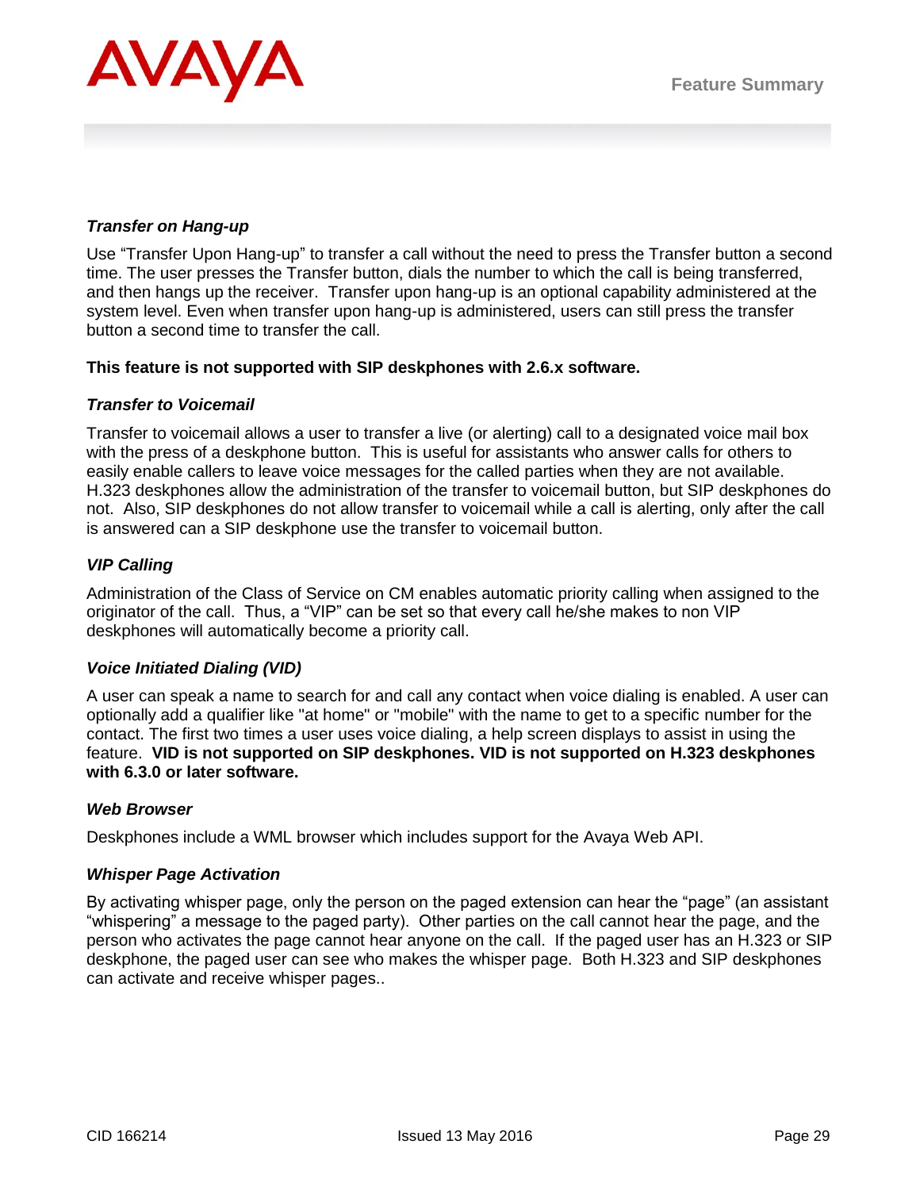***Transfer on Hang-up***

Use “Transfer Upon Hang-up” to transfer a call without the need to press the Transfer button a second time. The user presses the Transfer button, dials the number to which the call is being transferred, and then hangs up the receiver. Transfer upon hang-up is an optional capability administered at the system level. Even when transfer upon hang-up is administered, users can still press the transfer button a second time to transfer the call.

**This feature is not supported with SIP deskphones with 2.6.x software.**

***Transfer to Voicemail***

Transfer to voicemail allows a user to transfer a live (or alerting) call to a designated voice mail box with the press of a deskphone button. This is useful for assistants who answer calls for others to easily enable callers to leave voice messages for the called parties when they are not available. H.323 deskphones allow the administration of the transfer to voicemail button, but SIP deskphones do not. Also, SIP deskphones do not allow transfer to voicemail while a call is alerting, only after the call is answered can a SIP deskphone use the transfer to voicemail button.

***VIP Calling***

Administration of the Class of Service on CM enables automatic priority calling when assigned to the originator of the call. Thus, a “VIP” can be set so that every call he/she makes to non VIP deskphones will automatically become a priority call.

***Voice Initiated Dialing (VID)***

A user can speak a name to search for and call any contact when voice dialing is enabled. A user can optionally add a qualifier like "at home" or "mobile" with the name to get to a specific number for the contact. The first two times a user uses voice dialing, a help screen displays to assist in using the feature. **VID is not supported on SIP deskphones. VID is not supported on H.323 deskphones with 6.3.0 or later software.**

***Web Browser***

Deskphones include a WML browser which includes support for the Avaya Web API.

***Whisper Page Activation***

By activating whisper page, only the person on the paged extension can hear the “page” (an assistant “whispering” a message to the paged party). Other parties on the call cannot hear the page, and the person who activates the page cannot hear anyone on the call. If the paged user has an H.323 or SIP deskphone, the paged user can see who makes the whisper page. Both H.323 and SIP deskphones can activate and receive whisper pages..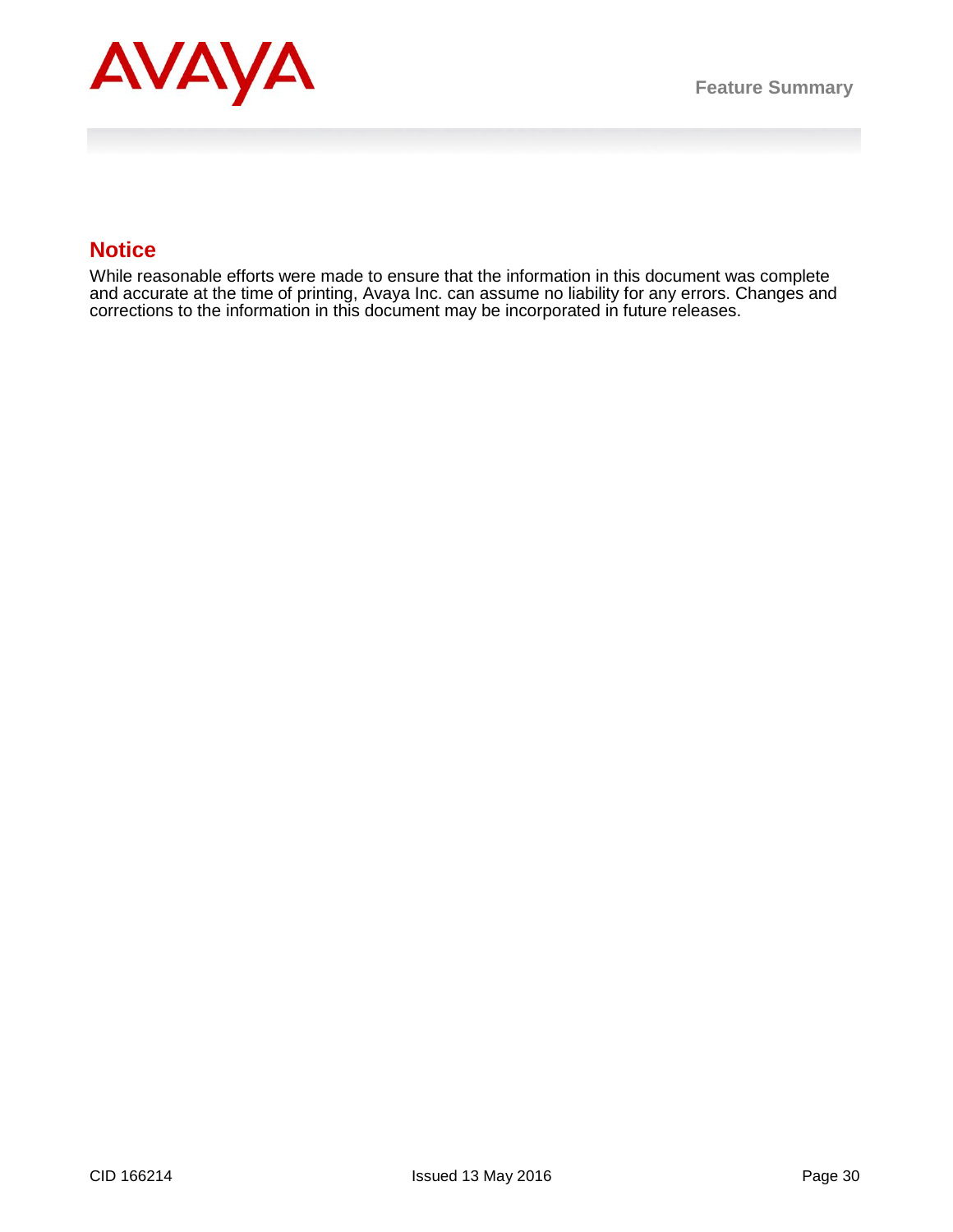## Notice

While reasonable efforts were made to ensure that the information in this document was complete and accurate at the time of printing, Avaya Inc. can assume no liability for any errors. Changes and corrections to the information in this document may be incorporated in future releases.